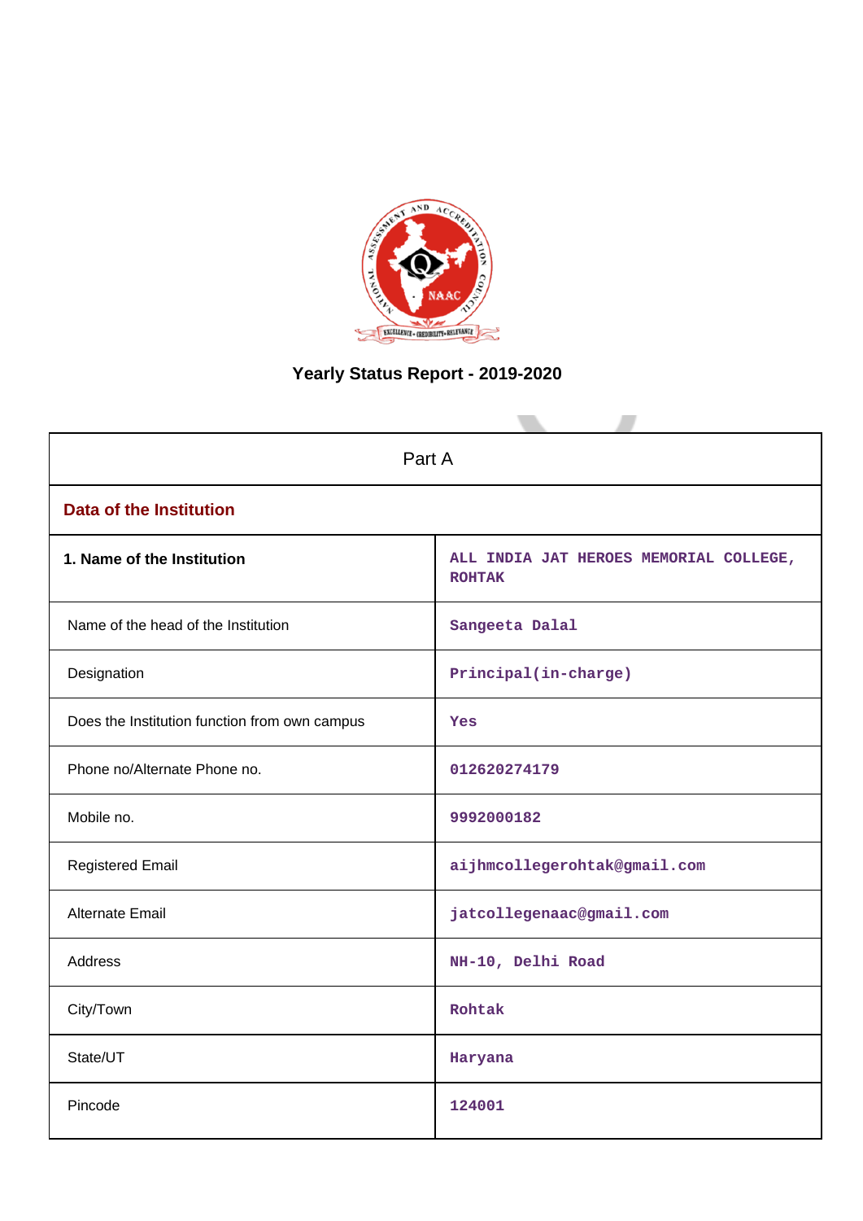# Yearly Status Report - 2019-2020

| Part A | |
|---|---|
| **Data of the Institution** | |
| **1. Name of the Institution** | ALL INDIA JAT HEROES MEMORIAL COLLEGE, ROHTAK |
| Name of the head of the Institution | Sangeeta Dalal |
| Designation | Principal(in-charge) |
| Does the Institution function from own campus | Yes |
| Phone no/Alternate Phone no. | 012620274179 |
| Mobile no. | 9992000182 |
| Registered Email | aijhmcollegerohtak@gmail.com |
| Alternate Email | jatcollegenaac@gmail.com |
| Address | NH-10, Delhi Road |
| City/Town | Rohtak |
| State/UT | Haryana |
| Pincode | 124001 |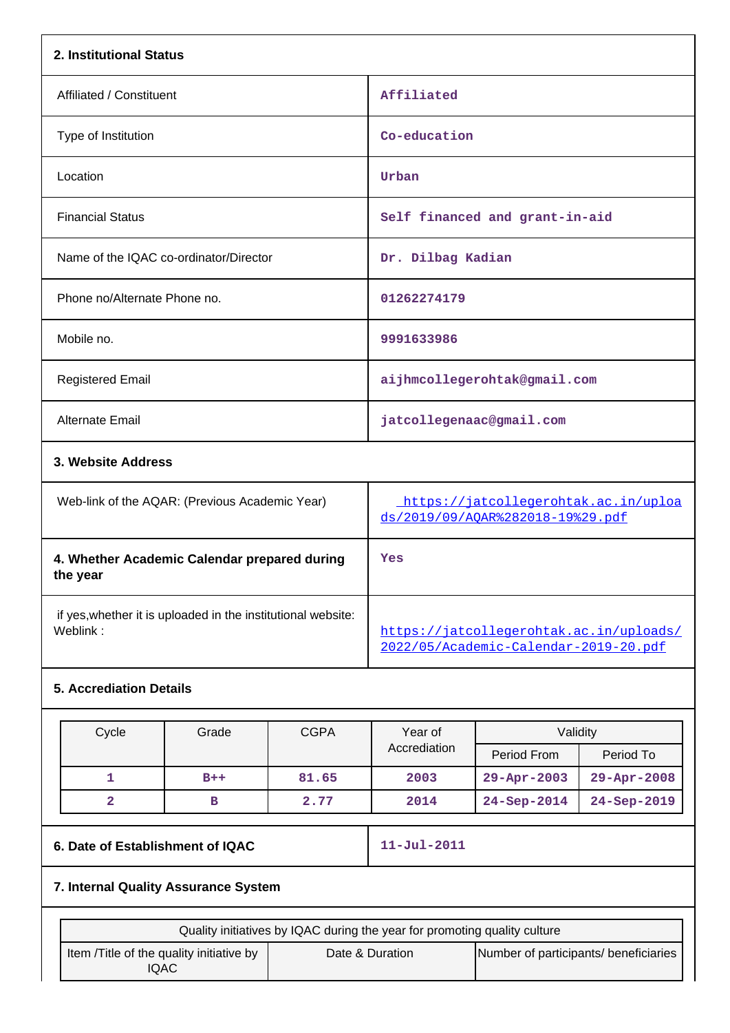## 2. Institutional Status

| | |
|---|---|
| Affiliated / Constituent | Affiliated |
| Type of Institution | Co-education |
| Location | Urban |
| Financial Status | Self financed and grant-in-aid |
| Name of the IQAC co-ordinator/Director | Dr. Dilbag Kadian |
| Phone no/Alternate Phone no. | 01262274179 |
| Mobile no. | 9991633986 |
| Registered Email | aijhmcollegerohtak@gmail.com |
| Alternate Email | jatcollegenaac@gmail.com |

## 3. Website Address

| | |
|---|---|
| Web-link of the AQAR: (Previous Academic Year) | https://jatcollegerohtak.ac.in/uploads/2019/09/AQAR%282018-19%29.pdf |

| | |
|---|---|
| **4. Whether Academic Calendar prepared during the year** | Yes |
| if yes,whether it is uploaded in the institutional website: Weblink : | https://jatcollegerohtak.ac.in/uploads/2022/05/Academic-Calendar-2019-20.pdf |

## 5. Accrediation Details

| Cycle | Grade | CGPA | Year of Accrediation | Validity | |
|---|---|---|---|---|---|
| | | | | Period From | Period To |
| 1 | B++ | 81.65 | 2003 | 29-Apr-2003 | 29-Apr-2008 |
| 2 | B | 2.77 | 2014 | 24-Sep-2014 | 24-Sep-2019 |

| | |
|---|---|
| **6. Date of Establishment of IQAC** | 11-Jul-2011 |

## 7. Internal Quality Assurance System

| Quality initiatives by IQAC during the year for promoting quality culture | | |
|---|---|---|
| Item /Title of the quality initiative by IQAC | Date & Duration | Number of participants/ beneficiaries |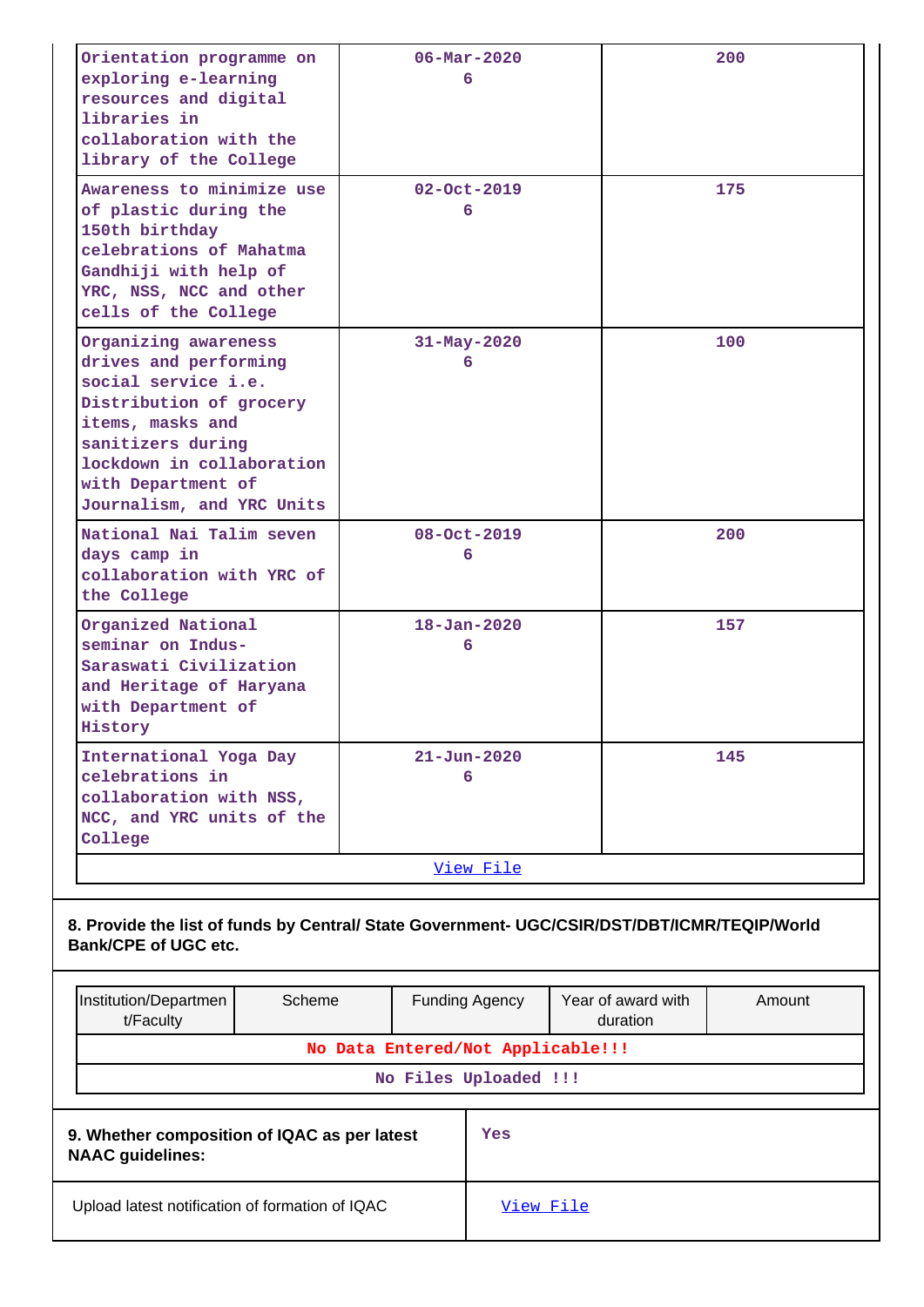| | | |
|---|---|---|
| Orientation programme on exploring e-learning resources and digital libraries in collaboration with the library of the College | 06-Mar-2020 6 | 200 |
| Awareness to minimize use of plastic during the 150th birthday celebrations of Mahatma Gandhiji with help of YRC, NSS, NCC and other cells of the College | 02-Oct-2019 6 | 175 |
| Organizing awareness drives and performing social service i.e. Distribution of grocery items, masks and sanitizers during lockdown in collaboration with Department of Journalism, and YRC Units | 31-May-2020 6 | 100 |
| National Nai Talim seven days camp in collaboration with YRC of the College | 08-Oct-2019 6 | 200 |
| Organized National seminar on Indus-Saraswati Civilization and Heritage of Haryana with Department of History | 18-Jan-2020 6 | 157 |
| International Yoga Day celebrations in collaboration with NSS, NCC, and YRC units of the College | 21-Jun-2020 6 | 145 |
| View File | | |

**8. Provide the list of funds by Central/ State Government- UGC/CSIR/DST/DBT/ICMR/TEQIP/World Bank/CPE of UGC etc.**

| Institution/Department/Faculty | Scheme | Funding Agency | Year of award with duration | Amount |
|---|---|---|---|---|
| No Data Entered/Not Applicable!!! | | | | |
| No Files Uploaded !!! | | | | |

| | |
|---|---|
| **9. Whether composition of IQAC as per latest NAAC guidelines:** | Yes |
| Upload latest notification of formation of IQAC | View File |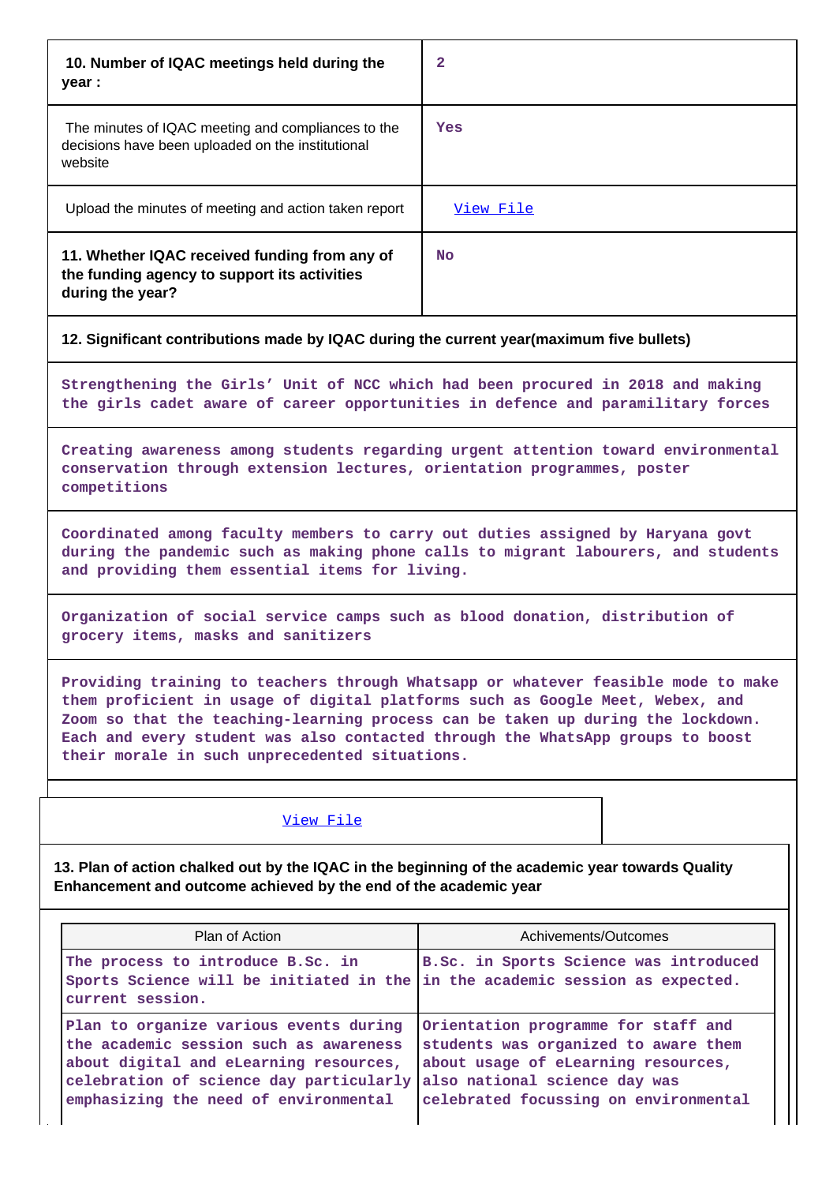| 10. Number of IQAC meetings held during the year : | 2 |
|---|---|
| The minutes of IQAC meeting and compliances to the decisions have been uploaded on the institutional website | Yes |
| Upload the minutes of meeting and action taken report | View File |
| 11. Whether IQAC received funding from any of the funding agency to support its activities during the year? | No |

**12. Significant contributions made by IQAC during the current year(maximum five bullets)**

Strengthening the Girls' Unit of NCC which had been procured in 2018 and making the girls cadet aware of career opportunities in defence and paramilitary forces

Creating awareness among students regarding urgent attention toward environmental conservation through extension lectures, orientation programmes, poster competitions

Coordinated among faculty members to carry out duties assigned by Haryana govt during the pandemic such as making phone calls to migrant labourers, and students and providing them essential items for living.

Organization of social service camps such as blood donation, distribution of grocery items, masks and sanitizers

Providing training to teachers through Whatsapp or whatever feasible mode to make them proficient in usage of digital platforms such as Google Meet, Webex, and Zoom so that the teaching-learning process can be taken up during the lockdown. Each and every student was also contacted through the WhatsApp groups to boost their morale in such unprecedented situations.

View File

**13. Plan of action chalked out by the IQAC in the beginning of the academic year towards Quality Enhancement and outcome achieved by the end of the academic year**

| Plan of Action | Achivements/Outcomes |
|---|---|
| The process to introduce B.Sc. in Sports Science will be initiated in the current session. | B.Sc. in Sports Science was introduced in the academic session as expected. |
| Plan to organize various events during the academic session such as awareness about digital and eLearning resources, celebration of science day particularly emphasizing the need of environmental | Orientation programme for staff and students was organized to aware them about usage of eLearning resources, also national science day was celebrated focussing on environmental |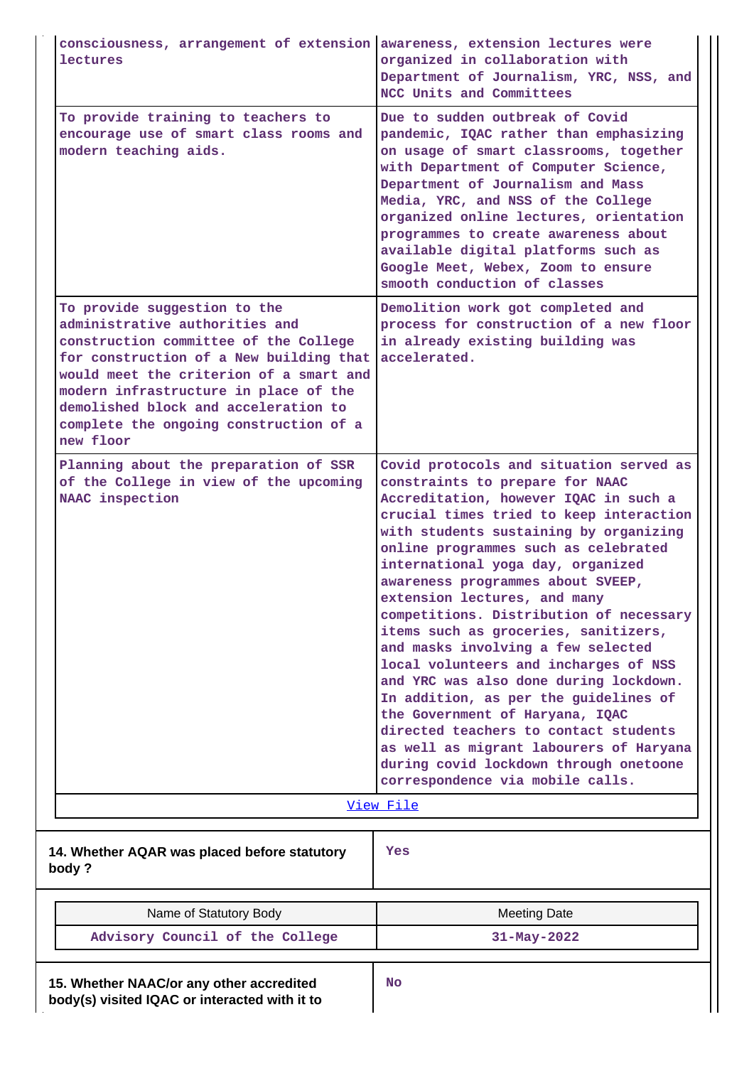| | |
|---|---|
| consciousness, arrangement of extension lectures | awareness, extension lectures were organized in collaboration with Department of Journalism, YRC, NSS, and NCC Units and Committees |
| To provide training to teachers to encourage use of smart class rooms and modern teaching aids. | Due to sudden outbreak of Covid pandemic, IQAC rather than emphasizing on usage of smart classrooms, together with Department of Computer Science, Department of Journalism and Mass Media, YRC, and NSS of the College organized online lectures, orientation programmes to create awareness about available digital platforms such as Google Meet, Webex, Zoom to ensure smooth conduction of classes |
| To provide suggestion to the administrative authorities and construction committee of the College for construction of a New building that would meet the criterion of a smart and modern infrastructure in place of the demolished block and acceleration to complete the ongoing construction of a new floor | Demolition work got completed and process for construction of a new floor in already existing building was accelerated. |
| Planning about the preparation of SSR of the College in view of the upcoming NAAC inspection | Covid protocols and situation served as constraints to prepare for NAAC Accreditation, however IQAC in such a crucial times tried to keep interaction with students sustaining by organizing online programmes such as celebrated international yoga day, organized awareness programmes about SVEEP, extension lectures, and many competitions. Distribution of necessary items such as groceries, sanitizers, and masks involving a few selected local volunteers and incharges of NSS and YRC was also done during lockdown. In addition, as per the guidelines of the Government of Haryana, IQAC directed teachers to contact students as well as migrant labourers of Haryana during covid lockdown through onetoone correspondence via mobile calls. |

View File

| 14. Whether AQAR was placed before statutory body ? | Yes |
|---|---|

| Name of Statutory Body | Meeting Date |
|---|---|
| Advisory Council of the College | 31-May-2022 |

| 15. Whether NAAC/or any other accredited body(s) visited IQAC or interacted with it to | No |
|---|---|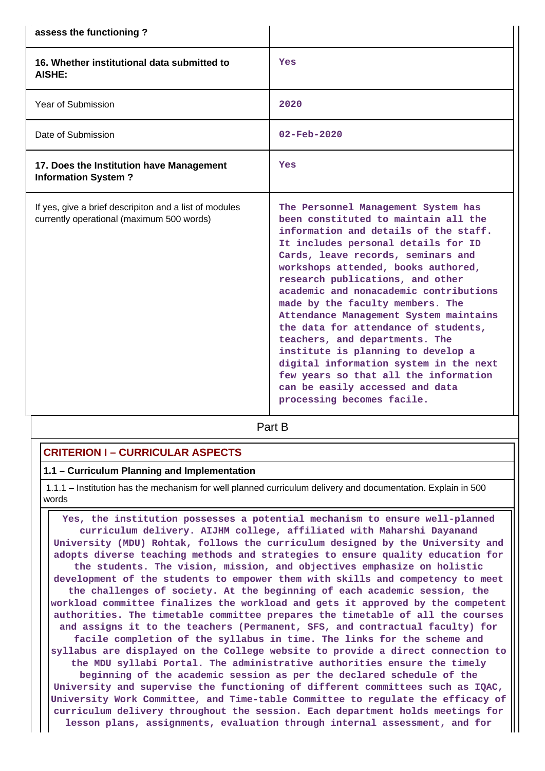| assess the functioning ? | |
|---|---|
| **16. Whether institutional data submitted to AISHE:** | Yes |
| Year of Submission | 2020 |
| Date of Submission | 02-Feb-2020 |
| **17. Does the Institution have Management Information System ?** | Yes |
| If yes, give a brief descripiton and a list of modules currently operational (maximum 500 words) | The Personnel Management System has been constituted to maintain all the information and details of the staff. It includes personal details for ID Cards, leave records, seminars and workshops attended, books authored, research publications, and other academic and nonacademic contributions made by the faculty members. The Attendance Management System maintains the data for attendance of students, teachers, and departments. The institute is planning to develop a digital information system in the next few years so that all the information can be easily accessed and data processing becomes facile. |

# Part B

## CRITERION I – CURRICULAR ASPECTS

### 1.1 – Curriculum Planning and Implementation

1.1.1 – Institution has the mechanism for well planned curriculum delivery and documentation. Explain in 500 words

Yes, the institution possesses a potential mechanism to ensure well-planned curriculum delivery. AIJHM college, affiliated with Maharshi Dayanand University (MDU) Rohtak, follows the curriculum designed by the University and adopts diverse teaching methods and strategies to ensure quality education for the students. The vision, mission, and objectives emphasize on holistic development of the students to empower them with skills and competency to meet the challenges of society. At the beginning of each academic session, the workload committee finalizes the workload and gets it approved by the competent authorities. The timetable committee prepares the timetable of all the courses and assigns it to the teachers (Permanent, SFS, and contractual faculty) for facile completion of the syllabus in time. The links for the scheme and syllabus are displayed on the College website to provide a direct connection to the MDU syllabi Portal. The administrative authorities ensure the timely beginning of the academic session as per the declared schedule of the University and supervise the functioning of different committees such as IQAC, University Work Committee, and Time-table Committee to regulate the efficacy of curriculum delivery throughout the session. Each department holds meetings for lesson plans, assignments, evaluation through internal assessment, and for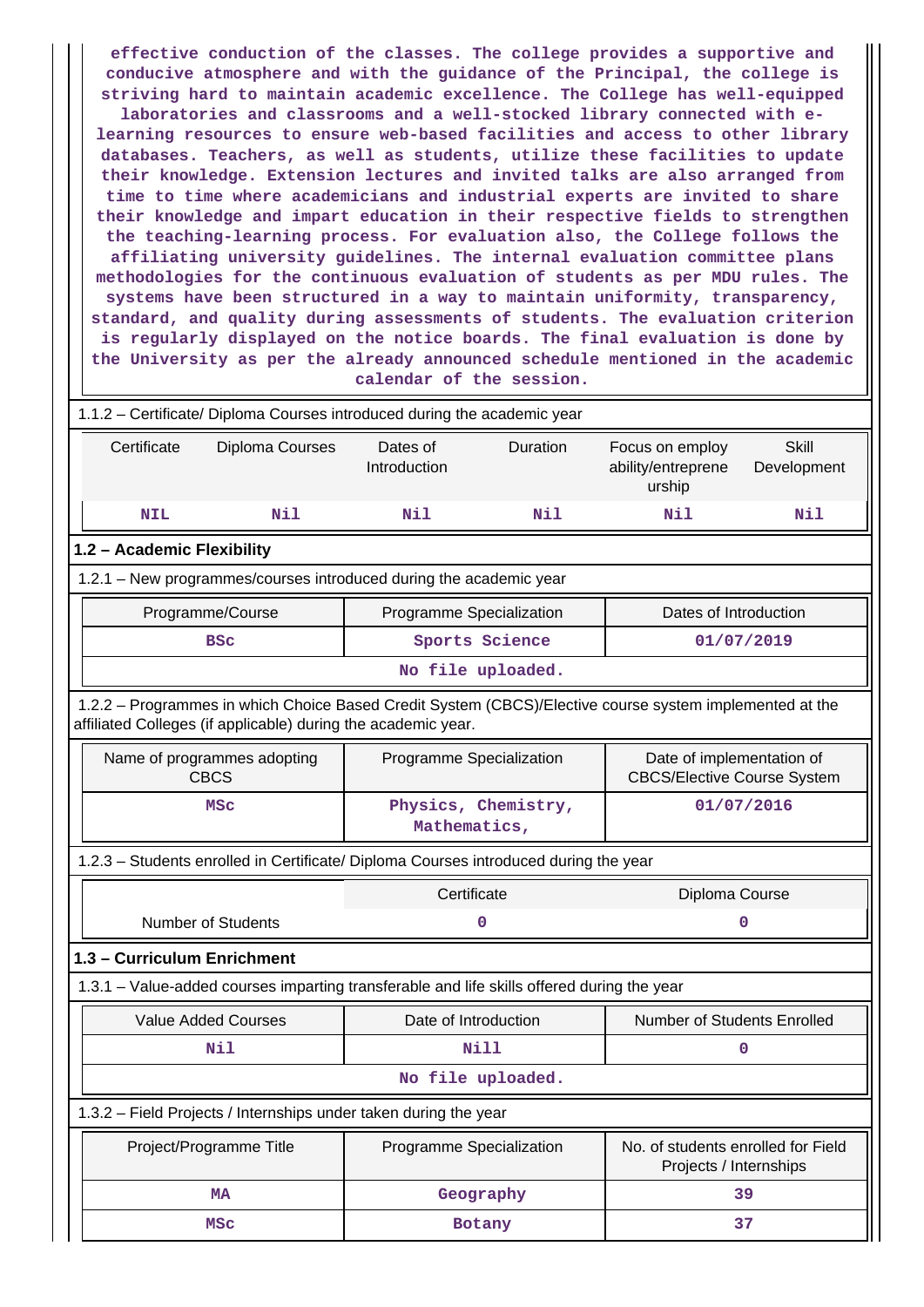effective conduction of the classes. The college provides a supportive and conducive atmosphere and with the guidance of the Principal, the college is striving hard to maintain academic excellence. The College has well-equipped laboratories and classrooms and a well-stocked library connected with e-learning resources to ensure web-based facilities and access to other library databases. Teachers, as well as students, utilize these facilities to update their knowledge. Extension lectures and invited talks are also arranged from time to time where academicians and industrial experts are invited to share their knowledge and impart education in their respective fields to strengthen the teaching-learning process. For evaluation also, the College follows the affiliating university guidelines. The internal evaluation committee plans methodologies for the continuous evaluation of students as per MDU rules. The systems have been structured in a way to maintain uniformity, transparency, standard, and quality during assessments of students. The evaluation criterion is regularly displayed on the notice boards. The final evaluation is done by the University as per the already announced schedule mentioned in the academic calendar of the session.

1.1.2 – Certificate/ Diploma Courses introduced during the academic year

| Certificate | Diploma Courses | Dates of Introduction | Duration | Focus on employ ability/entreprene urship | Skill Development |
|---|---|---|---|---|---|
| NIL | Nil | Nil | Nil | Nil | Nil |

## 1.2 – Academic Flexibility

1.2.1 – New programmes/courses introduced during the academic year

| Programme/Course | Programme Specialization | Dates of Introduction |
|---|---|---|
| BSc | Sports Science | 01/07/2019 |
| No file uploaded. | | |

1.2.2 – Programmes in which Choice Based Credit System (CBCS)/Elective course system implemented at the affiliated Colleges (if applicable) during the academic year.

| Name of programmes adopting CBCS | Programme Specialization | Date of implementation of CBCS/Elective Course System |
|---|---|---|
| MSc | Physics, Chemistry, Mathematics, | 01/07/2016 |

1.2.3 – Students enrolled in Certificate/ Diploma Courses introduced during the year

| | Certificate | Diploma Course |
|---|---|---|
| Number of Students | 0 | 0 |

## 1.3 – Curriculum Enrichment

1.3.1 – Value-added courses imparting transferable and life skills offered during the year

| Value Added Courses | Date of Introduction | Number of Students Enrolled |
|---|---|---|
| Nil | Nill | 0 |
| No file uploaded. | | |

1.3.2 – Field Projects / Internships under taken during the year

| Project/Programme Title | Programme Specialization | No. of students enrolled for Field Projects / Internships |
|---|---|---|
| MA | Geography | 39 |
| MSc | Botany | 37 |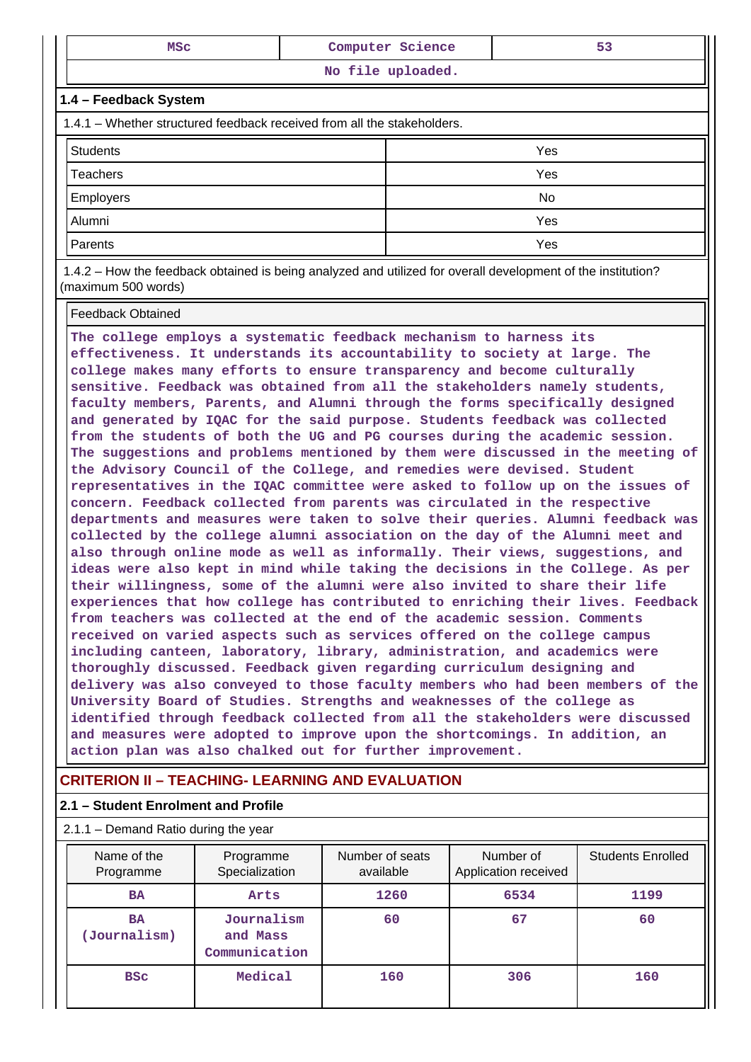| MSc | Computer Science | 53 |
|---|---|---|
| No file uploaded. | | |

### 1.4 – Feedback System

1.4.1 – Whether structured feedback received from all the stakeholders.

| Students | Yes |
|---|---|
| Teachers | Yes |
| Employers | No |
| Alumni | Yes |
| Parents | Yes |

1.4.2 – How the feedback obtained is being analyzed and utilized for overall development of the institution? (maximum 500 words)

| Feedback Obtained |
|---|
| The college employs a systematic feedback mechanism to harness its effectiveness. It understands its accountability to society at large. The college makes many efforts to ensure transparency and become culturally sensitive. Feedback was obtained from all the stakeholders namely students, faculty members, Parents, and Alumni through the forms specifically designed and generated by IQAC for the said purpose. Students feedback was collected from the students of both the UG and PG courses during the academic session. The suggestions and problems mentioned by them were discussed in the meeting of the Advisory Council of the College, and remedies were devised. Student representatives in the IQAC committee were asked to follow up on the issues of concern. Feedback collected from parents was circulated in the respective departments and measures were taken to solve their queries. Alumni feedback was collected by the college alumni association on the day of the Alumni meet and also through online mode as well as informally. Their views, suggestions, and ideas were also kept in mind while taking the decisions in the College. As per their willingness, some of the alumni were also invited to share their life experiences that how college has contributed to enriching their lives. Feedback from teachers was collected at the end of the academic session. Comments received on varied aspects such as services offered on the college campus including canteen, laboratory, library, administration, and academics were thoroughly discussed. Feedback given regarding curriculum designing and delivery was also conveyed to those faculty members who had been members of the University Board of Studies. Strengths and weaknesses of the college as identified through feedback collected from all the stakeholders were discussed and measures were adopted to improve upon the shortcomings. In addition, an action plan was also chalked out for further improvement. |

## CRITERION II – TEACHING- LEARNING AND EVALUATION

### 2.1 – Student Enrolment and Profile

2.1.1 – Demand Ratio during the year

| Name of the Programme | Programme Specialization | Number of seats available | Number of Application received | Students Enrolled |
|---|---|---|---|---|
| BA | Arts | 1260 | 6534 | 1199 |
| BA (Journalism) | Journalism and Mass Communication | 60 | 67 | 60 |
| BSc | Medical | 160 | 306 | 160 |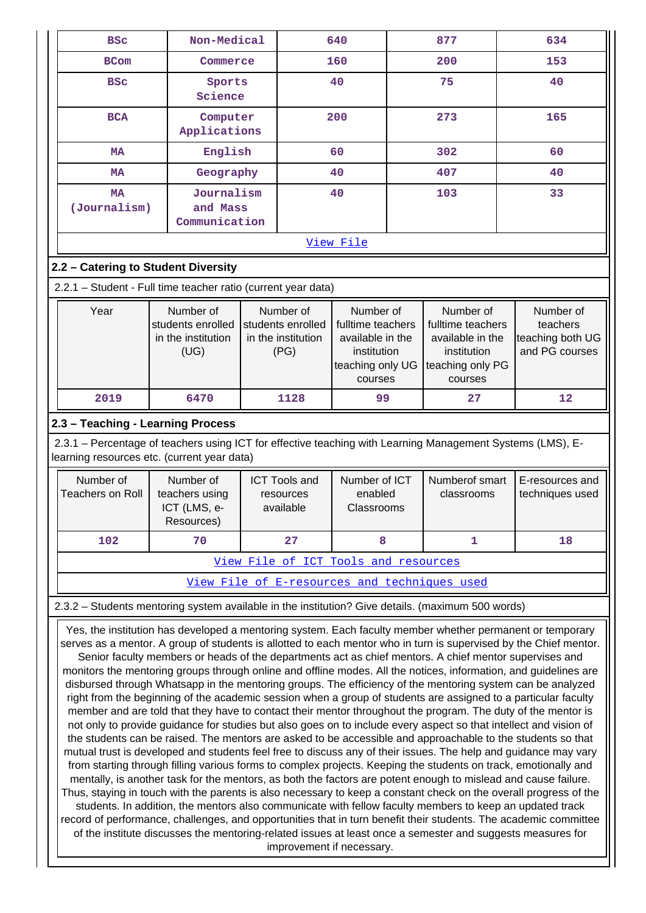| BSc | Non-Medical | 640 | 877 | 634 |
|---|---|---|---|---|
| BCom | Commerce | 160 | 200 | 153 |
| BSc | Sports Science | 40 | 75 | 40 |
| BCA | Computer Applications | 200 | 273 | 165 |
| MA | English | 60 | 302 | 60 |
| MA | Geography | 40 | 407 | 40 |
| MA (Journalism) | Journalism and Mass Communication | 40 | 103 | 33 |

View File

## 2.2 – Catering to Student Diversity

2.2.1 – Student - Full time teacher ratio (current year data)

| Year | Number of students enrolled in the institution (UG) | Number of students enrolled in the institution (PG) | Number of fulltime teachers available in the institution teaching only UG courses | Number of fulltime teachers available in the institution teaching only PG courses | Number of teachers teaching both UG and PG courses |
|---|---|---|---|---|---|
| 2019 | 6470 | 1128 | 99 | 27 | 12 |

## 2.3 – Teaching - Learning Process

2.3.1 – Percentage of teachers using ICT for effective teaching with Learning Management Systems (LMS), E-learning resources etc. (current year data)

| Number of Teachers on Roll | Number of teachers using ICT (LMS, e-Resources) | ICT Tools and resources available | Number of ICT enabled Classrooms | Numberof smart classrooms | E-resources and techniques used |
|---|---|---|---|---|---|
| 102 | 70 | 27 | 8 | 1 | 18 |

View File of ICT Tools and resources

View File of E-resources and techniques used

2.3.2 – Students mentoring system available in the institution? Give details. (maximum 500 words)

Yes, the institution has developed a mentoring system. Each faculty member whether permanent or temporary serves as a mentor. A group of students is allotted to each mentor who in turn is supervised by the Chief mentor. Senior faculty members or heads of the departments act as chief mentors. A chief mentor supervises and monitors the mentoring groups through online and offline modes. All the notices, information, and guidelines are disbursed through Whatsapp in the mentoring groups. The efficiency of the mentoring system can be analyzed right from the beginning of the academic session when a group of students are assigned to a particular faculty member and are told that they have to contact their mentor throughout the program. The duty of the mentor is not only to provide guidance for studies but also goes on to include every aspect so that intellect and vision of the students can be raised. The mentors are asked to be accessible and approachable to the students so that mutual trust is developed and students feel free to discuss any of their issues. The help and guidance may vary from starting through filling various forms to complex projects. Keeping the students on track, emotionally and mentally, is another task for the mentors, as both the factors are potent enough to mislead and cause failure. Thus, staying in touch with the parents is also necessary to keep a constant check on the overall progress of the students. In addition, the mentors also communicate with fellow faculty members to keep an updated track record of performance, challenges, and opportunities that in turn benefit their students. The academic committee of the institute discusses the mentoring-related issues at least once a semester and suggests measures for improvement if necessary.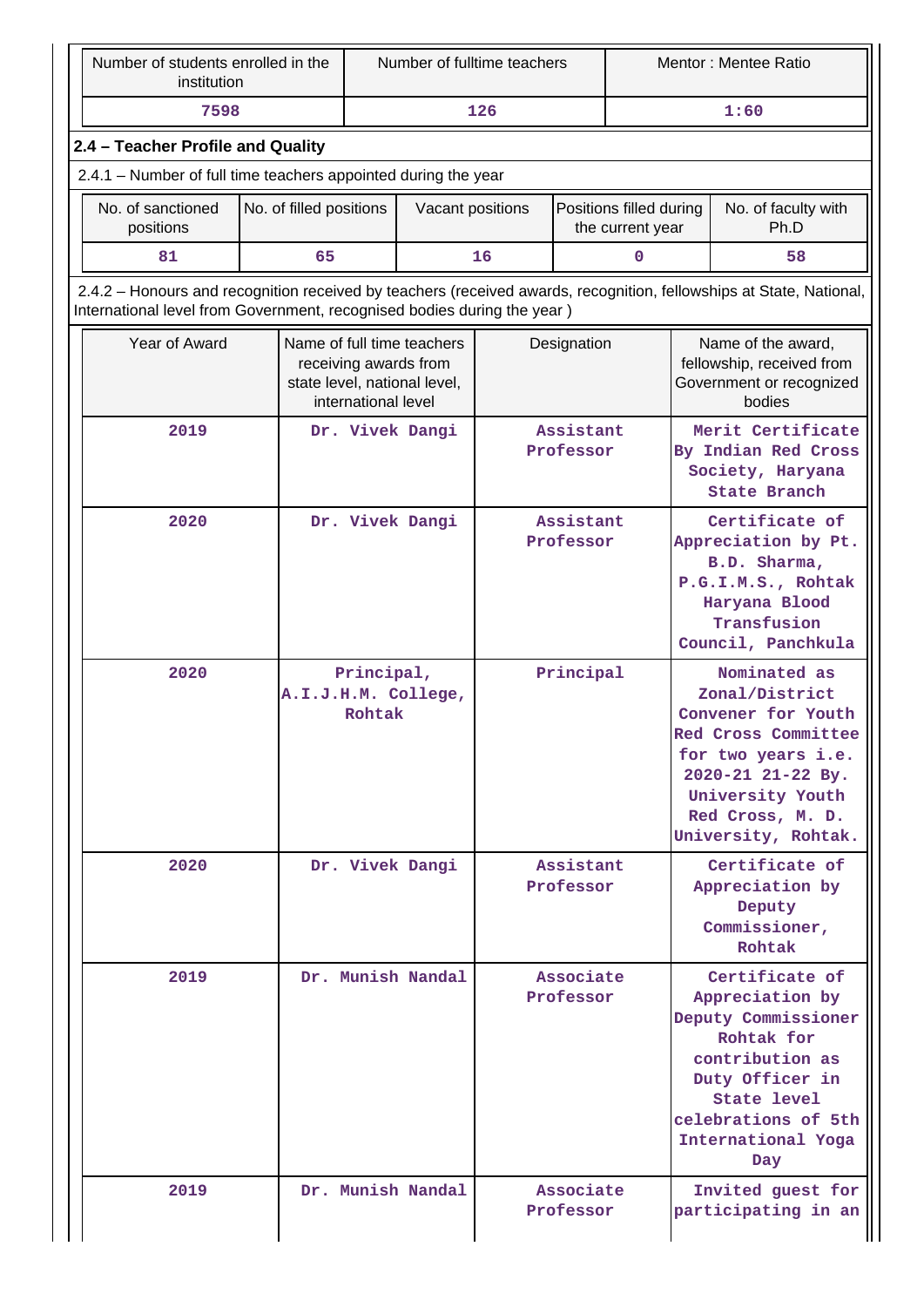| Number of students enrolled in the institution | Number of fulltime teachers | Mentor : Mentee Ratio |
|---|---|---|
| 7598 | 126 | 1:60 |

## 2.4 – Teacher Profile and Quality

2.4.1 – Number of full time teachers appointed during the year

| No. of sanctioned positions | No. of filled positions | Vacant positions | Positions filled during the current year | No. of faculty with Ph.D |
|---|---|---|---|---|
| 81 | 65 | 16 | 0 | 58 |

2.4.2 – Honours and recognition received by teachers (received awards, recognition, fellowships at State, National, International level from Government, recognised bodies during the year )

| Year of Award | Name of full time teachers receiving awards from state level, national level, international level | Designation | Name of the award, fellowship, received from Government or recognized bodies |
|---|---|---|---|
| 2019 | Dr. Vivek Dangi | Assistant Professor | Merit Certificate By Indian Red Cross Society, Haryana State Branch |
| 2020 | Dr. Vivek Dangi | Assistant Professor | Certificate of Appreciation by Pt. B.D. Sharma, P.G.I.M.S., Rohtak Haryana Blood Transfusion Council, Panchkula |
| 2020 | Principal, A.I.J.H.M. College, Rohtak | Principal | Nominated as Zonal/District Convener for Youth Red Cross Committee for two years i.e. 2020-21 21-22 By. University Youth Red Cross, M. D. University, Rohtak. |
| 2020 | Dr. Vivek Dangi | Assistant Professor | Certificate of Appreciation by Deputy Commissioner, Rohtak |
| 2019 | Dr. Munish Nandal | Associate Professor | Certificate of Appreciation by Deputy Commissioner Rohtak for contribution as Duty Officer in State level celebrations of 5th International Yoga Day |
| 2019 | Dr. Munish Nandal | Associate Professor | Invited guest for participating in an |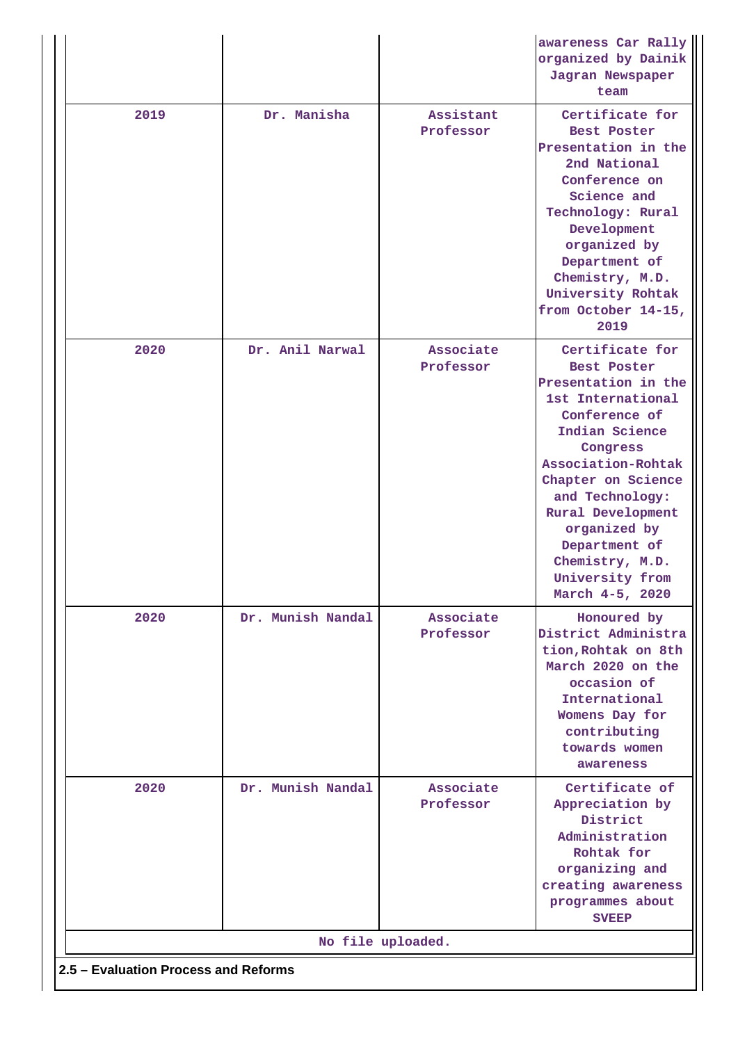| | | | awareness Car Rally organized by Dainik Jagran Newspaper team |
|---|---|---|---|
| 2019 | Dr. Manisha | Assistant Professor | Certificate for Best Poster Presentation in the 2nd National Conference on Science and Technology: Rural Development organized by Department of Chemistry, M.D. University Rohtak from October 14-15, 2019 |
| 2020 | Dr. Anil Narwal | Associate Professor | Certificate for Best Poster Presentation in the 1st International Conference of Indian Science Congress Association-Rohtak Chapter on Science and Technology: Rural Development organized by Department of Chemistry, M.D. University from March 4-5, 2020 |
| 2020 | Dr. Munish Nandal | Associate Professor | Honoured by District Administration,Rohtak on 8th March 2020 on the occasion of International Womens Day for contributing towards women awareness |
| 2020 | Dr. Munish Nandal | Associate Professor | Certificate of Appreciation by District Administration Rohtak for organizing and creating awareness programmes about SVEEP |

No file uploaded.

**2.5 – Evaluation Process and Reforms**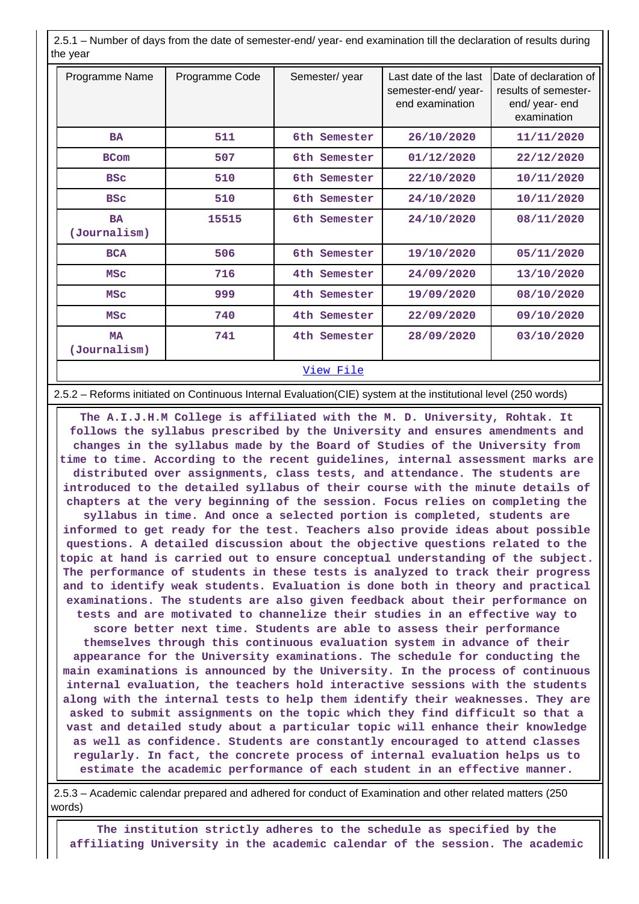2.5.1 – Number of days from the date of semester-end/ year- end examination till the declaration of results during the year

| Programme Name | Programme Code | Semester/ year | Last date of the last semester-end/ year-end examination | Date of declaration of results of semester-end/ year- end examination |
|---|---|---|---|---|
| BA | 511 | 6th Semester | 26/10/2020 | 11/11/2020 |
| BCom | 507 | 6th Semester | 01/12/2020 | 22/12/2020 |
| BSc | 510 | 6th Semester | 22/10/2020 | 10/11/2020 |
| BSc | 510 | 6th Semester | 24/10/2020 | 10/11/2020 |
| BA (Journalism) | 15515 | 6th Semester | 24/10/2020 | 08/11/2020 |
| BCA | 506 | 6th Semester | 19/10/2020 | 05/11/2020 |
| MSc | 716 | 4th Semester | 24/09/2020 | 13/10/2020 |
| MSc | 999 | 4th Semester | 19/09/2020 | 08/10/2020 |
| MSc | 740 | 4th Semester | 22/09/2020 | 09/10/2020 |
| MA (Journalism) | 741 | 4th Semester | 28/09/2020 | 03/10/2020 |

View File

2.5.2 – Reforms initiated on Continuous Internal Evaluation(CIE) system at the institutional level (250 words)

**The A.I.J.H.M College is affiliated with the M. D. University, Rohtak. It follows the syllabus prescribed by the University and ensures amendments and changes in the syllabus made by the Board of Studies of the University from time to time. According to the recent guidelines, internal assessment marks are distributed over assignments, class tests, and attendance. The students are introduced to the detailed syllabus of their course with the minute details of chapters at the very beginning of the session. Focus relies on completing the syllabus in time. And once a selected portion is completed, students are informed to get ready for the test. Teachers also provide ideas about possible questions. A detailed discussion about the objective questions related to the topic at hand is carried out to ensure conceptual understanding of the subject. The performance of students in these tests is analyzed to track their progress and to identify weak students. Evaluation is done both in theory and practical examinations. The students are also given feedback about their performance on tests and are motivated to channelize their studies in an effective way to score better next time. Students are able to assess their performance themselves through this continuous evaluation system in advance of their appearance for the University examinations. The schedule for conducting the main examinations is announced by the University. In the process of continuous internal evaluation, the teachers hold interactive sessions with the students along with the internal tests to help them identify their weaknesses. They are asked to submit assignments on the topic which they find difficult so that a vast and detailed study about a particular topic will enhance their knowledge as well as confidence. Students are constantly encouraged to attend classes regularly. In fact, the concrete process of internal evaluation helps us to estimate the academic performance of each student in an effective manner.**

2.5.3 – Academic calendar prepared and adhered for conduct of Examination and other related matters (250 words)

**The institution strictly adheres to the schedule as specified by the affiliating University in the academic calendar of the session. The academic**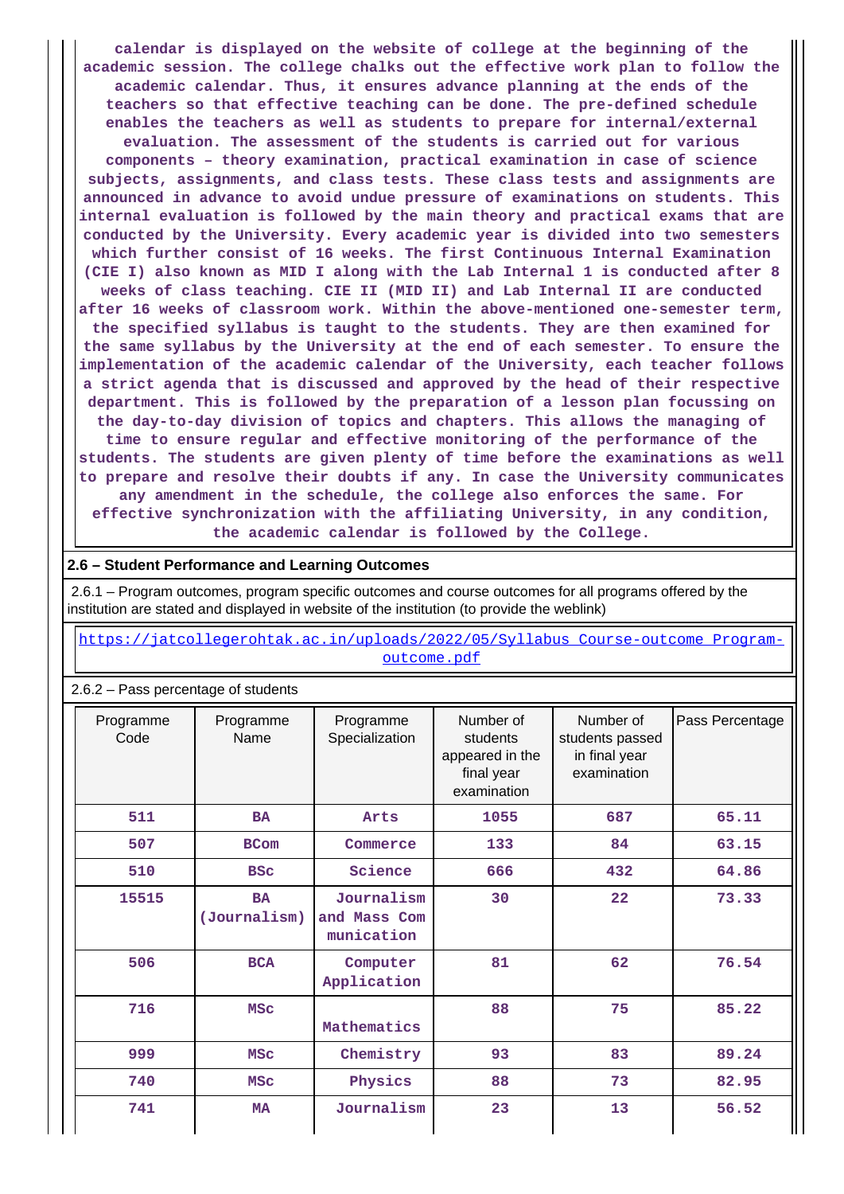calendar is displayed on the website of college at the beginning of the academic session. The college chalks out the effective work plan to follow the academic calendar. Thus, it ensures advance planning at the ends of the teachers so that effective teaching can be done. The pre-defined schedule enables the teachers as well as students to prepare for internal/external evaluation. The assessment of the students is carried out for various components – theory examination, practical examination in case of science subjects, assignments, and class tests. These class tests and assignments are announced in advance to avoid undue pressure of examinations on students. This internal evaluation is followed by the main theory and practical exams that are conducted by the University. Every academic year is divided into two semesters which further consist of 16 weeks. The first Continuous Internal Examination (CIE I) also known as MID I along with the Lab Internal 1 is conducted after 8 weeks of class teaching. CIE II (MID II) and Lab Internal II are conducted after 16 weeks of classroom work. Within the above-mentioned one-semester term, the specified syllabus is taught to the students. They are then examined for the same syllabus by the University at the end of each semester. To ensure the implementation of the academic calendar of the University, each teacher follows a strict agenda that is discussed and approved by the head of their respective department. This is followed by the preparation of a lesson plan focussing on the day-to-day division of topics and chapters. This allows the managing of time to ensure regular and effective monitoring of the performance of the students. The students are given plenty of time before the examinations as well to prepare and resolve their doubts if any. In case the University communicates any amendment in the schedule, the college also enforces the same. For effective synchronization with the affiliating University, in any condition, the academic calendar is followed by the College.

**2.6 – Student Performance and Learning Outcomes**

2.6.1 – Program outcomes, program specific outcomes and course outcomes for all programs offered by the institution are stated and displayed in website of the institution (to provide the weblink)

https://jatcollegerohtak.ac.in/uploads/2022/05/Syllabus_Course-outcome_Program-outcome.pdf

2.6.2 – Pass percentage of students

| Programme Code | Programme Name | Programme Specialization | Number of students appeared in the final year examination | Number of students passed in final year examination | Pass Percentage |
|---|---|---|---|---|---|
| 511 | BA | Arts | 1055 | 687 | 65.11 |
| 507 | BCom | Commerce | 133 | 84 | 63.15 |
| 510 | BSc | Science | 666 | 432 | 64.86 |
| 15515 | BA (Journalism) | Journalism and Mass Communication | 30 | 22 | 73.33 |
| 506 | BCA | Computer Application | 81 | 62 | 76.54 |
| 716 | MSc | Mathematics | 88 | 75 | 85.22 |
| 999 | MSc | Chemistry | 93 | 83 | 89.24 |
| 740 | MSc | Physics | 88 | 73 | 82.95 |
| 741 | MA | Journalism | 23 | 13 | 56.52 |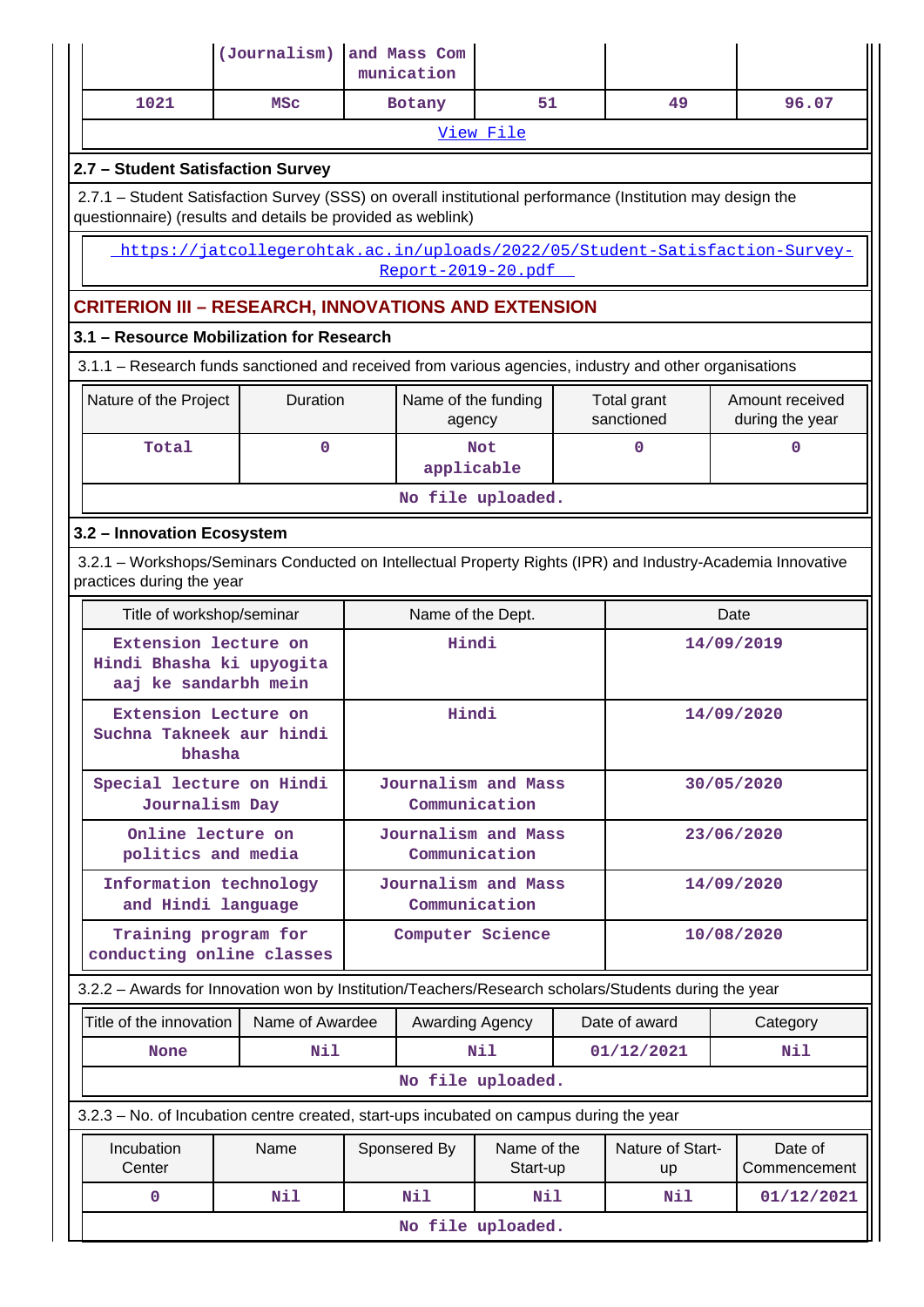| | (Journalism) | and Mass Com munication | | | |
|---|---|---|---|---|---|
| 1021 | MSc | Botany | 51 | 49 | 96.07 |

View File

### 2.7 – Student Satisfaction Survey

2.7.1 – Student Satisfaction Survey (SSS) on overall institutional performance (Institution may design the questionnaire) (results and details be provided as weblink)

https://jatcollegerohtak.ac.in/uploads/2022/05/Student-Satisfaction-Survey-Report-2019-20.pdf

## CRITERION III – RESEARCH, INNOVATIONS AND EXTENSION

### 3.1 – Resource Mobilization for Research

3.1.1 – Research funds sanctioned and received from various agencies, industry and other organisations

| Nature of the Project | Duration | Name of the funding agency | Total grant sanctioned | Amount received during the year |
|---|---|---|---|---|
| Total | 0 | Not applicable | 0 | 0 |

No file uploaded.

### 3.2 – Innovation Ecosystem

3.2.1 – Workshops/Seminars Conducted on Intellectual Property Rights (IPR) and Industry-Academia Innovative practices during the year

| Title of workshop/seminar | Name of the Dept. | Date |
|---|---|---|
| Extension lecture on Hindi Bhasha ki upyogita aaj ke sandarbh mein | Hindi | 14/09/2019 |
| Extension Lecture on Suchna Takneek aur hindi bhasha | Hindi | 14/09/2020 |
| Special lecture on Hindi Journalism Day | Journalism and Mass Communication | 30/05/2020 |
| Online lecture on politics and media | Journalism and Mass Communication | 23/06/2020 |
| Information technology and Hindi language | Journalism and Mass Communication | 14/09/2020 |
| Training program for conducting online classes | Computer Science | 10/08/2020 |

3.2.2 – Awards for Innovation won by Institution/Teachers/Research scholars/Students during the year

| Title of the innovation | Name of Awardee | Awarding Agency | Date of award | Category |
|---|---|---|---|---|
| None | Nil | Nil | 01/12/2021 | Nil |

No file uploaded.

3.2.3 – No. of Incubation centre created, start-ups incubated on campus during the year

| Incubation Center | Name | Sponsered By | Name of the Start-up | Nature of Start-up | Date of Commencement |
|---|---|---|---|---|---|
| 0 | Nil | Nil | Nil | Nil | 01/12/2021 |

No file uploaded.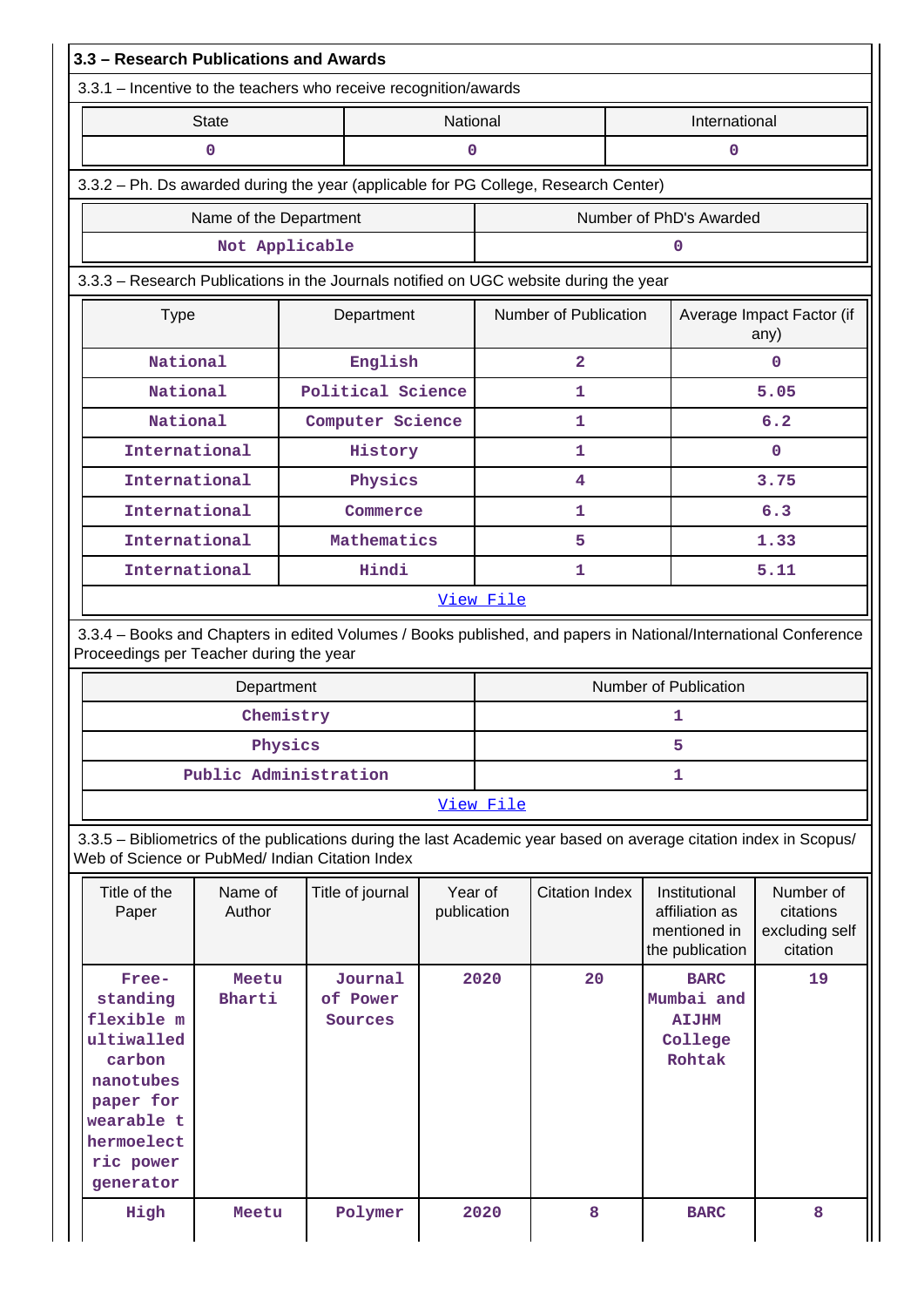### 3.3 – Research Publications and Awards

3.3.1 – Incentive to the teachers who receive recognition/awards

| State | National | International |
|---|---|---|
| 0 | 0 | 0 |

3.3.2 – Ph. Ds awarded during the year (applicable for PG College, Research Center)

| Name of the Department | Number of PhD's Awarded |
|---|---|
| Not Applicable | 0 |

3.3.3 – Research Publications in the Journals notified on UGC website during the year

| Type | Department | Number of Publication | Average Impact Factor (if any) |
|---|---|---|---|
| National | English | 2 | 0 |
| National | Political Science | 1 | 5.05 |
| National | Computer Science | 1 | 6.2 |
| International | History | 1 | 0 |
| International | Physics | 4 | 3.75 |
| International | Commerce | 1 | 6.3 |
| International | Mathematics | 5 | 1.33 |
| International | Hindi | 1 | 5.11 |

View File

3.3.4 – Books and Chapters in edited Volumes / Books published, and papers in National/International Conference Proceedings per Teacher during the year

| Department | Number of Publication |
|---|---|
| Chemistry | 1 |
| Physics | 5 |
| Public Administration | 1 |

View File

3.3.5 – Bibliometrics of the publications during the last Academic year based on average citation index in Scopus/ Web of Science or PubMed/ Indian Citation Index

| Title of the Paper | Name of Author | Title of journal | Year of publication | Citation Index | Institutional affiliation as mentioned in the publication | Number of citations excluding self citation |
|---|---|---|---|---|---|---|
| Free-standing flexible multiwalled carbon nanotubes paper for wearable thermoelectric power generator | Meetu Bharti | Journal of Power Sources | 2020 | 20 | BARC Mumbai and AIJHM College Rohtak | 19 |
| High | Meetu | Polymer | 2020 | 8 | BARC | 8 |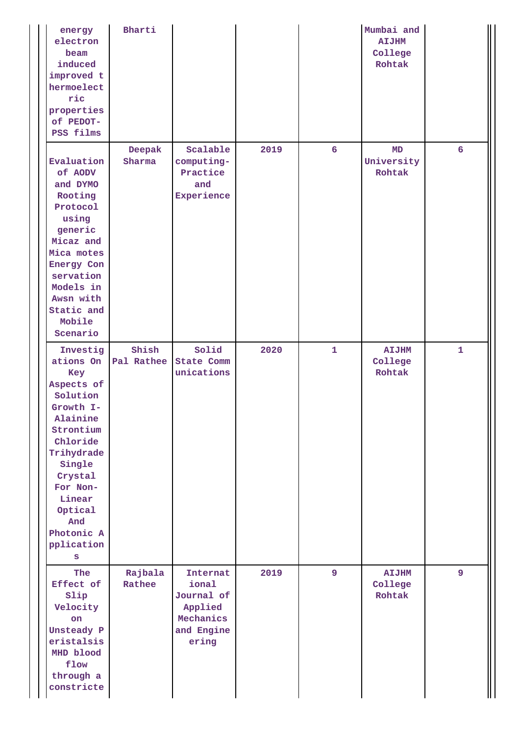| | | | | | | |
|---|---|---|---|---|---|---|
| energy electron beam induced improved thermoelectric properties of PEDOT-PSS films | Bharti | | | | Mumbai and AIJHM College Rohtak | |
| Evaluation of AODV and DYMO Rooting Protocol using generic Micaz and Mica motes Energy Conservation Models in Awsn with Static and Mobile Scenario | Deepak Sharma | Scalable computing-Practice and Experience | 2019 | 6 | MD University Rohtak | 6 |
| Investigations On Key Aspects of Solution Growth I-Alainine Strontium Chloride Trihydrade Single Crystal For Non-Linear Optical And Photonic Applications | Shish Pal Rathee | Solid State Communications | 2020 | 1 | AIJHM College Rohtak | 1 |
| The Effect of Slip Velocity on Unsteady Peristalsis MHD blood flow through a constricte | Rajbala Rathee | International Journal of Applied Mechanics and Engineering | 2019 | 9 | AIJHM College Rohtak | 9 |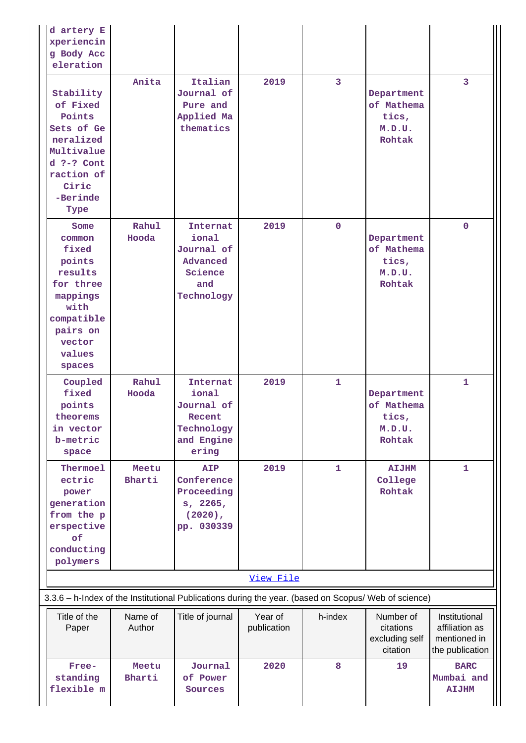| | | | | | | |
|---|---|---|---|---|---|---|
| d artery Experiencing Body Acceleration | | | | | | |
| Stability of Fixed Points Sets of Generalized Multivalued ?-? Contraction of Ciric -Berinde Type | Anita | Italian Journal of Pure and Applied Mathematics | 2019 | 3 | Department of Mathematics, M.D.U. Rohtak | 3 |
| Some common fixed points results for three mappings with compatible pairs on vector values spaces | Rahul Hooda | International Journal of Advanced Science and Technology | 2019 | 0 | Department of Mathematics, M.D.U. Rohtak | 0 |
| Coupled fixed points theorems in vector b-metric space | Rahul Hooda | International Journal of Recent Technology and Engineering | 2019 | 1 | Department of Mathematics, M.D.U. Rohtak | 1 |
| Thermoelectric power generation from the perspective of conducting polymers | Meetu Bharti | AIP Conference Proceedings, 2265, (2020), pp. 030339 | 2019 | 1 | AIJHM College Rohtak | 1 |

[View File]

3.3.6 – h-Index of the Institutional Publications during the year. (based on Scopus/ Web of science)

| Title of the Paper | Name of Author | Title of journal | Year of publication | h-index | Number of citations excluding self citation | Institutional affiliation as mentioned in the publication |
|---|---|---|---|---|---|---|
| Free-standing flexible m | Meetu Bharti | Journal of Power Sources | 2020 | 8 | 19 | BARC Mumbai and AIJHM |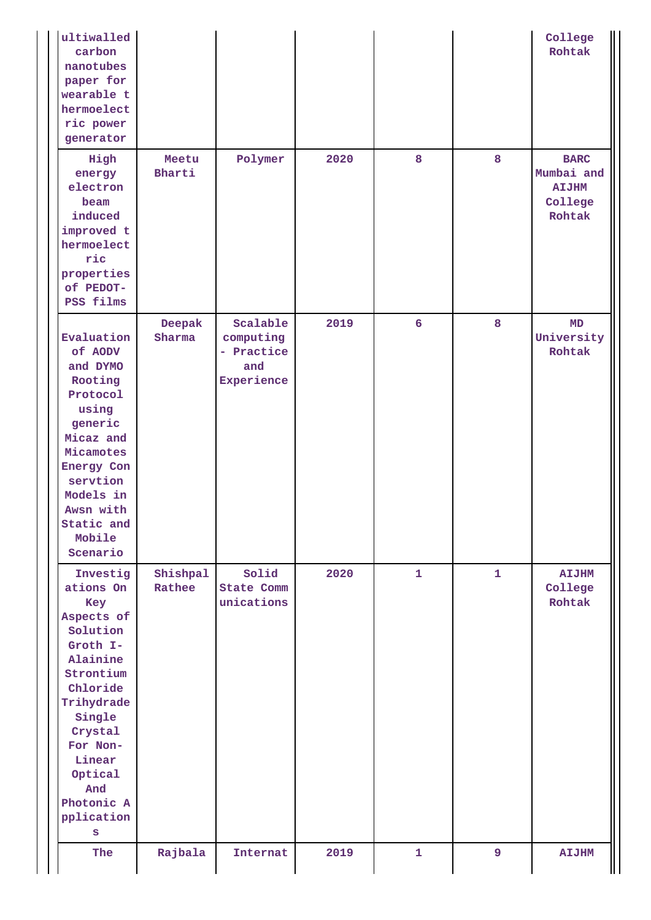| | | | | | | |
|---|---|---|---|---|---|---|
| ultiwalled carbon nanotubes paper for wearable thermoelectric power generator | | | | | | College Rohtak |
| High energy electron beam induced improved thermoelectric properties of PEDOT-PSS films | Meetu Bharti | Polymer | 2020 | 8 | 8 | BARC Mumbai and AIJHM College Rohtak |
| Evaluation of AODV and DYMO Rooting Protocol using generic Micaz and Micamotes Energy Conservtion Models in Awsn with Static and Mobile Scenario | Deepak Sharma | Scalable computing - Practice and Experience | 2019 | 6 | 8 | MD University Rohtak |
| Investigations On Key Aspects of Solution Groth I-Alainine Strontium Chloride Trihydrade Single Crystal For Non-Linear Optical And Photonic Applications | Shishpal Rathee | Solid State Communications | 2020 | 1 | 1 | AIJHM College Rohtak |
| The | Rajbala | Internat | 2019 | 1 | 9 | AIJHM |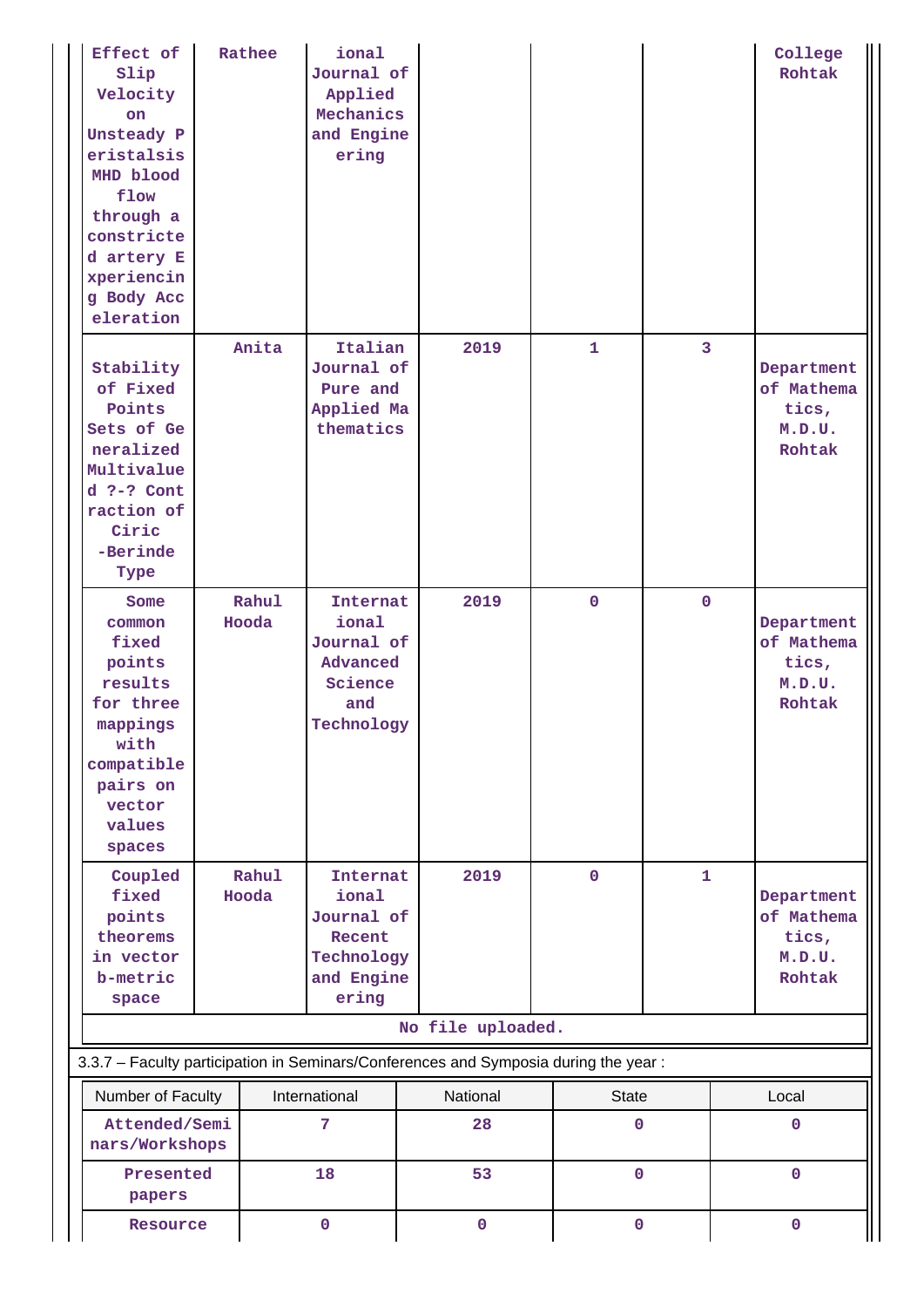| Effect of Slip Velocity on Unsteady Peristalsis MHD blood flow through a constricted artery Experiencing Body Acceleration | Rathee | ional Journal of Applied Mechanics and Engineering | | | | College Rohtak |
|---|---|---|---|---|---|---|
| Stability of Fixed Points Sets of Generalized Multivalued ?-? Contraction of Ciric-Berinde Type | Anita | Italian Journal of Pure and Applied Mathematics | 2019 | 1 | 3 | Department of Mathematics, M.D.U. Rohtak |
| Some common fixed points results for three mappings with compatible pairs on vector values spaces | Rahul Hooda | International Journal of Advanced Science and Technology | 2019 | 0 | 0 | Department of Mathematics, M.D.U. Rohtak |
| Coupled fixed points theorems in vector b-metric space | Rahul Hooda | International Journal of Recent Technology and Engineering | 2019 | 0 | 1 | Department of Mathematics, M.D.U. Rohtak |
| No file uploaded. | | | | | | |

3.3.7 – Faculty participation in Seminars/Conferences and Symposia during the year :

| Number of Faculty | International | National | State | Local |
|---|---|---|---|---|
| Attended/Seminars/Workshops | 7 | 28 | 0 | 0 |
| Presented papers | 18 | 53 | 0 | 0 |
| Resource | 0 | 0 | 0 | 0 |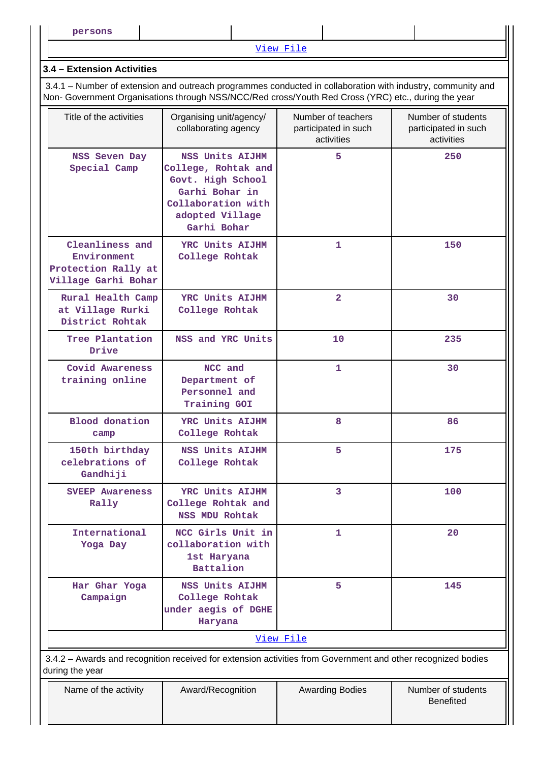| persons | | | | |
|---|---|---|---|---|

View File

### 3.4 – Extension Activities

3.4.1 – Number of extension and outreach programmes conducted in collaboration with industry, community and Non- Government Organisations through NSS/NCC/Red cross/Youth Red Cross (YRC) etc., during the year

| Title of the activities | Organising unit/agency/ collaborating agency | Number of teachers participated in such activities | Number of students participated in such activities |
|---|---|---|---|
| NSS Seven Day Special Camp | NSS Units AIJHM College, Rohtak and Govt. High School Garhi Bohar in Collaboration with adopted Village Garhi Bohar | 5 | 250 |
| Cleanliness and Environment Protection Rally at Village Garhi Bohar | YRC Units AIJHM College Rohtak | 1 | 150 |
| Rural Health Camp at Village Rurki District Rohtak | YRC Units AIJHM College Rohtak | 2 | 30 |
| Tree Plantation Drive | NSS and YRC Units | 10 | 235 |
| Covid Awareness training online | NCC and Department of Personnel and Training GOI | 1 | 30 |
| Blood donation camp | YRC Units AIJHM College Rohtak | 8 | 86 |
| 150th birthday celebrations of Gandhiji | NSS Units AIJHM College Rohtak | 5 | 175 |
| SVEEP Awareness Rally | YRC Units AIJHM College Rohtak and NSS MDU Rohtak | 3 | 100 |
| International Yoga Day | NCC Girls Unit in collaboration with 1st Haryana Battalion | 1 | 20 |
| Har Ghar Yoga Campaign | NSS Units AIJHM College Rohtak under aegis of DGHE Haryana | 5 | 145 |

View File

3.4.2 – Awards and recognition received for extension activities from Government and other recognized bodies during the year

| Name of the activity | Award/Recognition | Awarding Bodies | Number of students Benefited |
|---|---|---|---|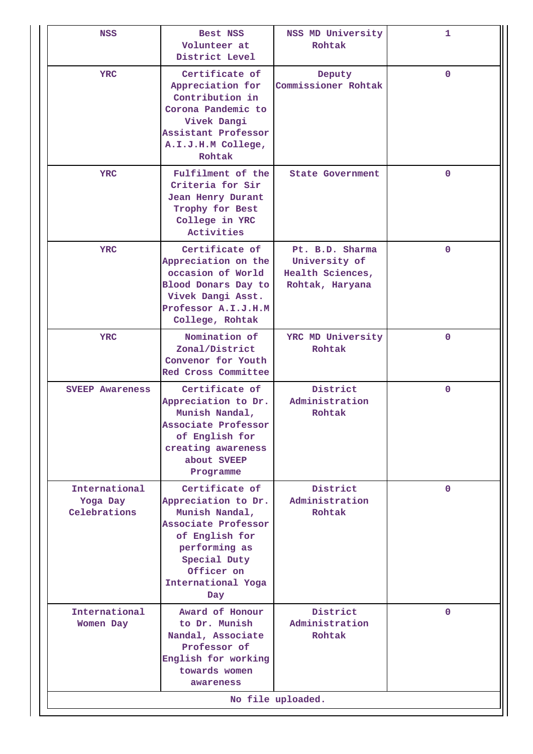| | | | |
|---|---|---|---|
| NSS | Best NSS Volunteer at District Level | NSS MD University Rohtak | 1 |
| YRC | Certificate of Appreciation for Contribution in Corona Pandemic to Vivek Dangi Assistant Professor A.I.J.H.M College, Rohtak | Deputy Commissioner Rohtak | 0 |
| YRC | Fulfilment of the Criteria for Sir Jean Henry Durant Trophy for Best College in YRC Activities | State Government | 0 |
| YRC | Certificate of Appreciation on the occasion of World Blood Donars Day to Vivek Dangi Asst. Professor A.I.J.H.M College, Rohtak | Pt. B.D. Sharma University of Health Sciences, Rohtak, Haryana | 0 |
| YRC | Nomination of Zonal/District Convenor for Youth Red Cross Committee | YRC MD University Rohtak | 0 |
| SVEEP Awareness | Certificate of Appreciation to Dr. Munish Nandal, Associate Professor of English for creating awareness about SVEEP Programme | District Administration Rohtak | 0 |
| International Yoga Day Celebrations | Certificate of Appreciation to Dr. Munish Nandal, Associate Professor of English for performing as Special Duty Officer on International Yoga Day | District Administration Rohtak | 0 |
| International Women Day | Award of Honour to Dr. Munish Nandal, Associate Professor of English for working towards women awareness | District Administration Rohtak | 0 |

No file uploaded.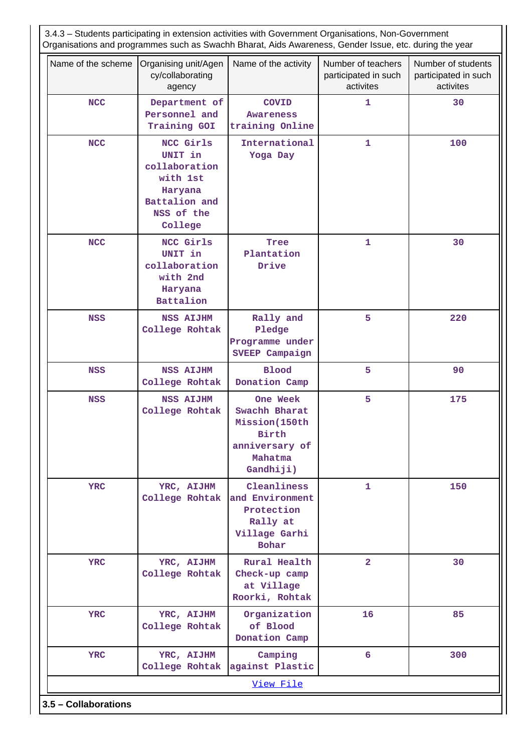3.4.3 – Students participating in extension activities with Government Organisations, Non-Government Organisations and programmes such as Swachh Bharat, Aids Awareness, Gender Issue, etc. during the year

| Name of the scheme | Organising unit/Agency/collaborating agency | Name of the activity | Number of teachers participated in such activites | Number of students participated in such activites |
|---|---|---|---|---|
| NCC | Department of Personnel and Training GOI | COVID Awareness training Online | 1 | 30 |
| NCC | NCC Girls UNIT in collaboration with 1st Haryana Battalion and NSS of the College | International Yoga Day | 1 | 100 |
| NCC | NCC Girls UNIT in collaboration with 2nd Haryana Battalion | Tree Plantation Drive | 1 | 30 |
| NSS | NSS AIJHM College Rohtak | Rally and Pledge Programme under SVEEP Campaign | 5 | 220 |
| NSS | NSS AIJHM College Rohtak | Blood Donation Camp | 5 | 90 |
| NSS | NSS AIJHM College Rohtak | One Week Swachh Bharat Mission(150th Birth anniversary of Mahatma Gandhiji) | 5 | 175 |
| YRC | YRC, AIJHM College Rohtak | Cleanliness and Environment Protection Rally at Village Garhi Bohar | 1 | 150 |
| YRC | YRC, AIJHM College Rohtak | Rural Health Check-up camp at Village Roorki, Rohtak | 2 | 30 |
| YRC | YRC, AIJHM College Rohtak | Organization of Blood Donation Camp | 16 | 85 |
| YRC | YRC, AIJHM College Rohtak | Camping against Plastic | 6 | 300 |

View File

**3.5 – Collaborations**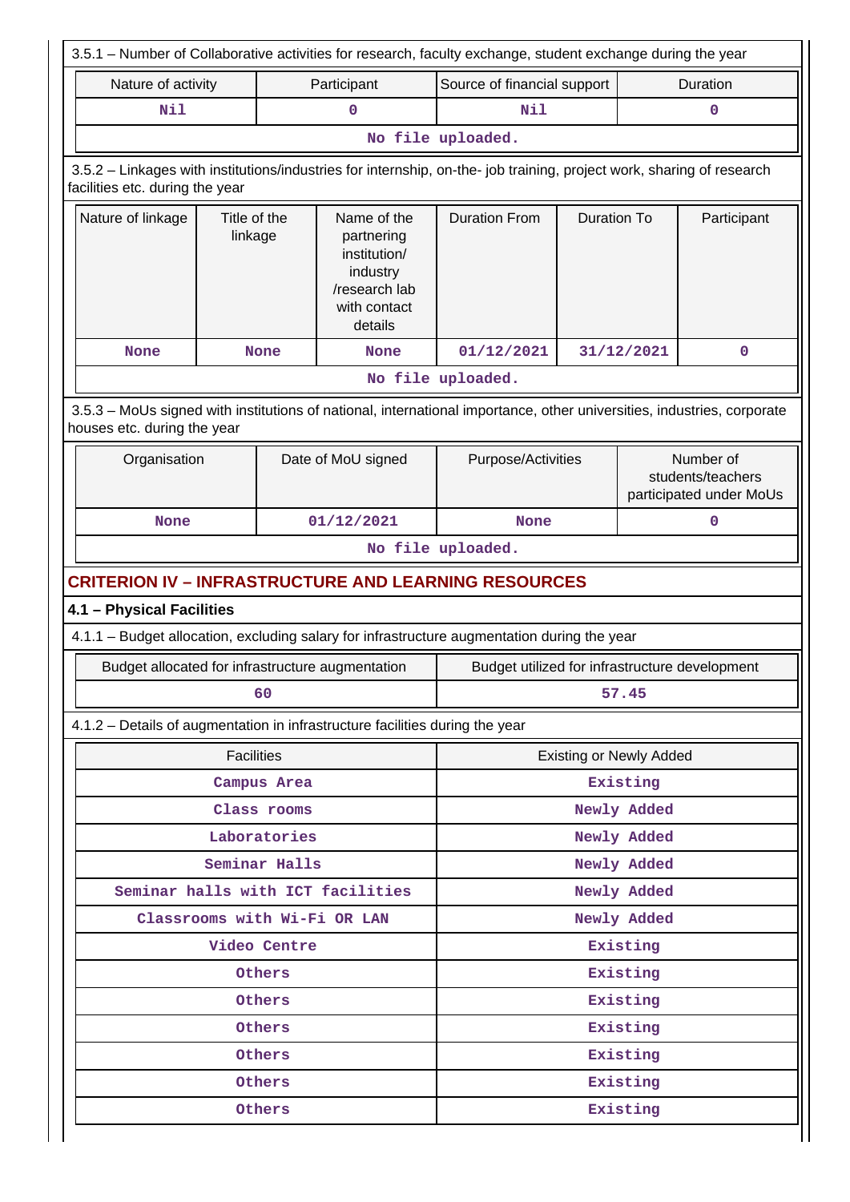3.5.1 – Number of Collaborative activities for research, faculty exchange, student exchange during the year

| Nature of activity | Participant | Source of financial support | Duration |
|---|---|---|---|
| Nil | 0 | Nil | 0 |
| No file uploaded. | | | |

3.5.2 – Linkages with institutions/industries for internship, on-the- job training, project work, sharing of research facilities etc. during the year

| Nature of linkage | Title of the linkage | Name of the partnering institution/ industry /research lab with contact details | Duration From | Duration To | Participant |
|---|---|---|---|---|---|
| None | None | None | 01/12/2021 | 31/12/2021 | 0 |
| No file uploaded. | | | | | |

3.5.3 – MoUs signed with institutions of national, international importance, other universities, industries, corporate houses etc. during the year

| Organisation | Date of MoU signed | Purpose/Activities | Number of students/teachers participated under MoUs |
|---|---|---|---|
| None | 01/12/2021 | None | 0 |
| No file uploaded. | | | |

## CRITERION IV – INFRASTRUCTURE AND LEARNING RESOURCES

### 4.1 – Physical Facilities

4.1.1 – Budget allocation, excluding salary for infrastructure augmentation during the year

| Budget allocated for infrastructure augmentation | Budget utilized for infrastructure development |
|---|---|
| 60 | 57.45 |

4.1.2 – Details of augmentation in infrastructure facilities during the year

| Facilities | Existing or Newly Added |
|---|---|
| Campus Area | Existing |
| Class rooms | Newly Added |
| Laboratories | Newly Added |
| Seminar Halls | Newly Added |
| Seminar halls with ICT facilities | Newly Added |
| Classrooms with Wi-Fi OR LAN | Newly Added |
| Video Centre | Existing |
| Others | Existing |
| Others | Existing |
| Others | Existing |
| Others | Existing |
| Others | Existing |
| Others | Existing |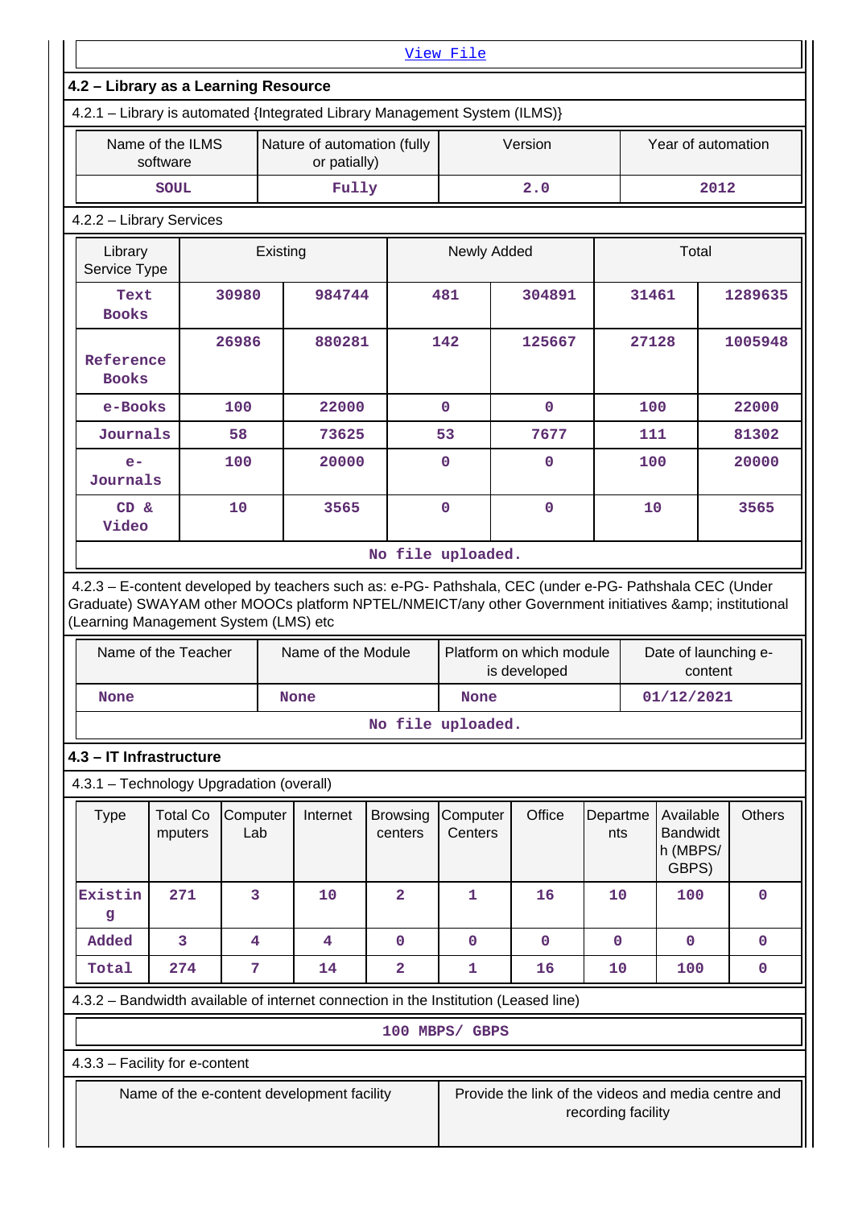[View File]

## 4.2 – Library as a Learning Resource

4.2.1 – Library is automated {Integrated Library Management System (ILMS)}

| Name of the ILMS software | Nature of automation (fully or patially) | Version | Year of automation |
|---|---|---|---|
| SOUL | Fully | 2.0 | 2012 |

4.2.2 – Library Services

| Library Service Type | Existing | | Newly Added | | Total | |
|---|---|---|---|---|---|---|
| Text Books | 30980 | 984744 | 481 | 304891 | 31461 | 1289635 |
| Reference Books | 26986 | 880281 | 142 | 125667 | 27128 | 1005948 |
| e-Books | 100 | 22000 | 0 | 0 | 100 | 22000 |
| Journals | 58 | 73625 | 53 | 7677 | 111 | 81302 |
| e-Journals | 100 | 20000 | 0 | 0 | 100 | 20000 |
| CD & Video | 10 | 3565 | 0 | 0 | 10 | 3565 |

No file uploaded.

4.2.3 – E-content developed by teachers such as: e-PG- Pathshala, CEC (under e-PG- Pathshala CEC (Under Graduate) SWAYAM other MOOCs platform NPTEL/NMEICT/any other Government initiatives &amp; institutional (Learning Management System (LMS) etc

| Name of the Teacher | Name of the Module | Platform on which module is developed | Date of launching e-content |
|---|---|---|---|
| None | None | None | 01/12/2021 |

No file uploaded.

## 4.3 – IT Infrastructure

4.3.1 – Technology Upgradation (overall)

| Type | Total Computers | Computer Lab | Internet | Browsing centers | Computer Centers | Office | Departments | Available Bandwidth (MBPS/ GBPS) | Others |
|---|---|---|---|---|---|---|---|---|---|
| Existing | 271 | 3 | 10 | 2 | 1 | 16 | 10 | 100 | 0 |
| Added | 3 | 4 | 4 | 0 | 0 | 0 | 0 | 0 | 0 |
| Total | 274 | 7 | 14 | 2 | 1 | 16 | 10 | 100 | 0 |

4.3.2 – Bandwidth available of internet connection in the Institution (Leased line)

100 MBPS/ GBPS

4.3.3 – Facility for e-content

| Name of the e-content development facility | Provide the link of the videos and media centre and recording facility |
|---|---|
| | |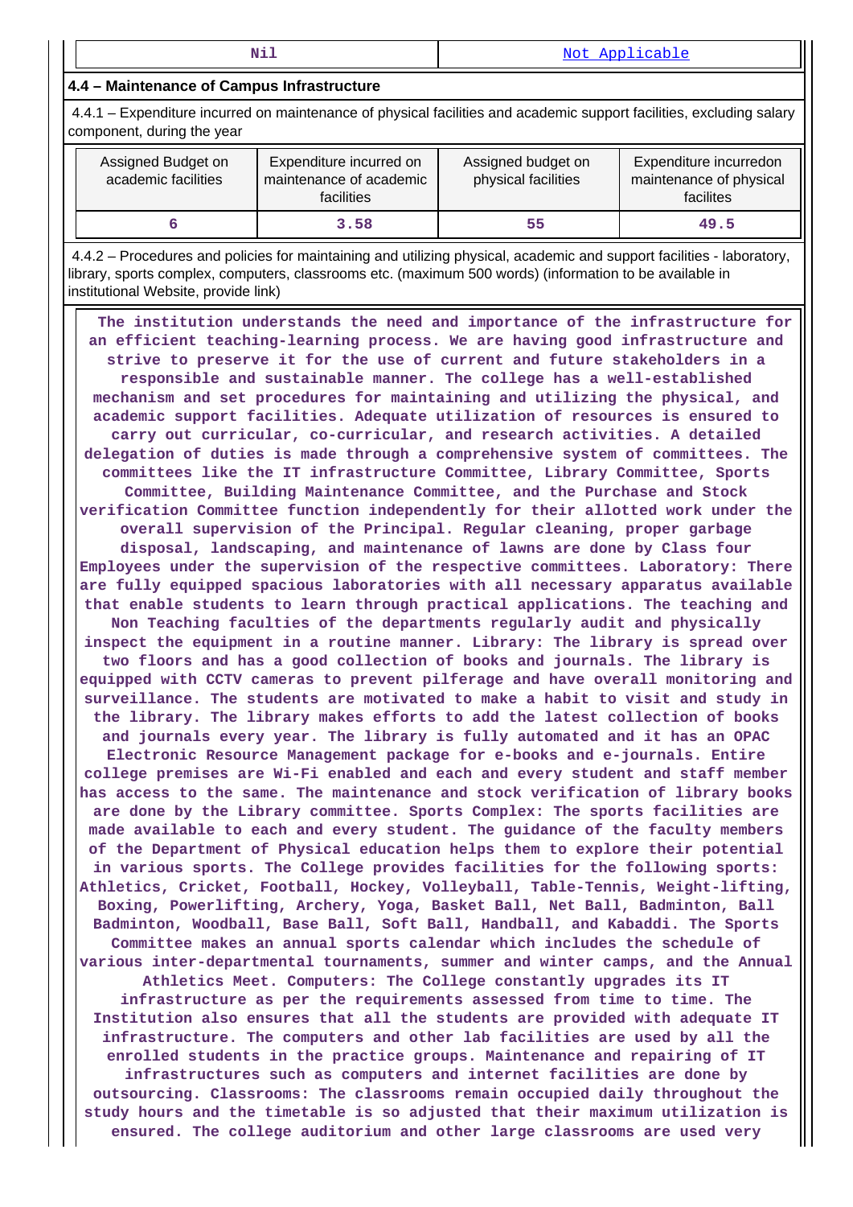| Nil | Not Applicable |
|---|---|

**4.4 – Maintenance of Campus Infrastructure**

4.4.1 – Expenditure incurred on maintenance of physical facilities and academic support facilities, excluding salary component, during the year

| Assigned Budget on academic facilities | Expenditure incurred on maintenance of academic facilities | Assigned budget on physical facilities | Expenditure incurredon maintenance of physical facilites |
|---|---|---|---|
| 6 | 3.58 | 55 | 49.5 |

4.4.2 – Procedures and policies for maintaining and utilizing physical, academic and support facilities - laboratory, library, sports complex, computers, classrooms etc. (maximum 500 words) (information to be available in institutional Website, provide link)

The institution understands the need and importance of the infrastructure for an efficient teaching-learning process. We are having good infrastructure and strive to preserve it for the use of current and future stakeholders in a responsible and sustainable manner. The college has a well-established mechanism and set procedures for maintaining and utilizing the physical, and academic support facilities. Adequate utilization of resources is ensured to carry out curricular, co-curricular, and research activities. A detailed delegation of duties is made through a comprehensive system of committees. The committees like the IT infrastructure Committee, Library Committee, Sports Committee, Building Maintenance Committee, and the Purchase and Stock verification Committee function independently for their allotted work under the overall supervision of the Principal. Regular cleaning, proper garbage disposal, landscaping, and maintenance of lawns are done by Class four Employees under the supervision of the respective committees. Laboratory: There are fully equipped spacious laboratories with all necessary apparatus available that enable students to learn through practical applications. The teaching and Non Teaching faculties of the departments regularly audit and physically inspect the equipment in a routine manner. Library: The library is spread over two floors and has a good collection of books and journals. The library is equipped with CCTV cameras to prevent pilferage and have overall monitoring and surveillance. The students are motivated to make a habit to visit and study in the library. The library makes efforts to add the latest collection of books and journals every year. The library is fully automated and it has an OPAC Electronic Resource Management package for e-books and e-journals. Entire college premises are Wi-Fi enabled and each and every student and staff member has access to the same. The maintenance and stock verification of library books are done by the Library committee. Sports Complex: The sports facilities are made available to each and every student. The guidance of the faculty members of the Department of Physical education helps them to explore their potential in various sports. The College provides facilities for the following sports: Athletics, Cricket, Football, Hockey, Volleyball, Table-Tennis, Weight-lifting, Boxing, Powerlifting, Archery, Yoga, Basket Ball, Net Ball, Badminton, Ball Badminton, Woodball, Base Ball, Soft Ball, Handball, and Kabaddi. The Sports Committee makes an annual sports calendar which includes the schedule of various inter-departmental tournaments, summer and winter camps, and the Annual Athletics Meet. Computers: The College constantly upgrades its IT infrastructure as per the requirements assessed from time to time. The Institution also ensures that all the students are provided with adequate IT infrastructure. The computers and other lab facilities are used by all the enrolled students in the practice groups. Maintenance and repairing of IT infrastructures such as computers and internet facilities are done by outsourcing. Classrooms: The classrooms remain occupied daily throughout the study hours and the timetable is so adjusted that their maximum utilization is ensured. The college auditorium and other large classrooms are used very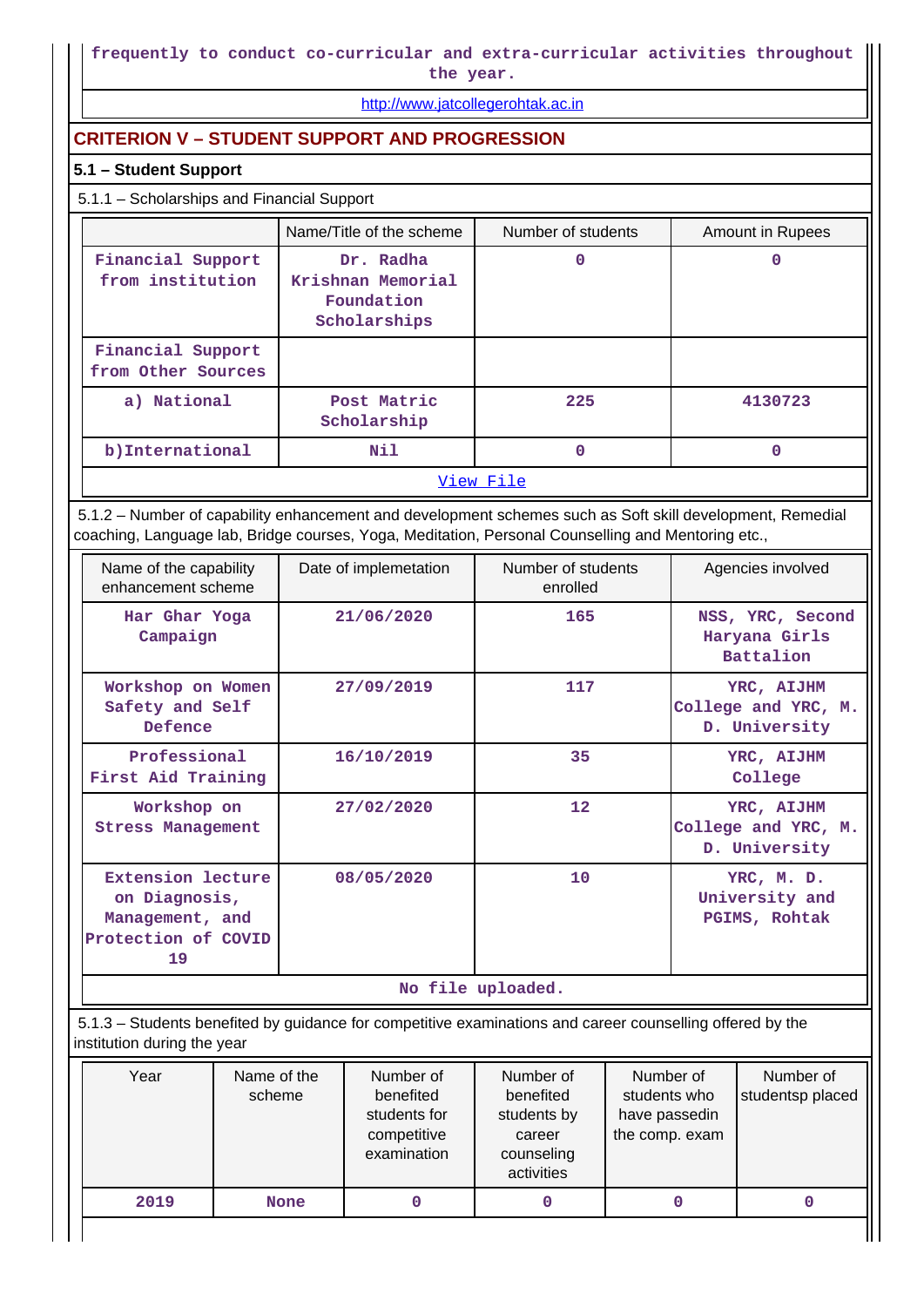frequently to conduct co-curricular and extra-curricular activities throughout the year.

http://www.jatcollegerohtak.ac.in

## CRITERION V – STUDENT SUPPORT AND PROGRESSION

### 5.1 – Student Support

5.1.1 – Scholarships and Financial Support

| | Name/Title of the scheme | Number of students | Amount in Rupees |
|---|---|---|---|
| Financial Support from institution | Dr. Radha Krishnan Memorial Foundation Scholarships | 0 | 0 |
| Financial Support from Other Sources | | | |
| a) National | Post Matric Scholarship | 225 | 4130723 |
| b)International | Nil | 0 | 0 |

View File

5.1.2 – Number of capability enhancement and development schemes such as Soft skill development, Remedial coaching, Language lab, Bridge courses, Yoga, Meditation, Personal Counselling and Mentoring etc.,

| Name of the capability enhancement scheme | Date of implemetation | Number of students enrolled | Agencies involved |
|---|---|---|---|
| Har Ghar Yoga Campaign | 21/06/2020 | 165 | NSS, YRC, Second Haryana Girls Battalion |
| Workshop on Women Safety and Self Defence | 27/09/2019 | 117 | YRC, AIJHM College and YRC, M. D. University |
| Professional First Aid Training | 16/10/2019 | 35 | YRC, AIJHM College |
| Workshop on Stress Management | 27/02/2020 | 12 | YRC, AIJHM College and YRC, M. D. University |
| Extension lecture on Diagnosis, Management, and Protection of COVID 19 | 08/05/2020 | 10 | YRC, M. D. University and PGIMS, Rohtak |

No file uploaded.

5.1.3 – Students benefited by guidance for competitive examinations and career counselling offered by the institution during the year

| Year | Name of the scheme | Number of benefited students for competitive examination | Number of benefited students by career counseling activities | Number of students who have passedin the comp. exam | Number of studentsp placed |
|---|---|---|---|---|---|
| 2019 | None | 0 | 0 | 0 | 0 |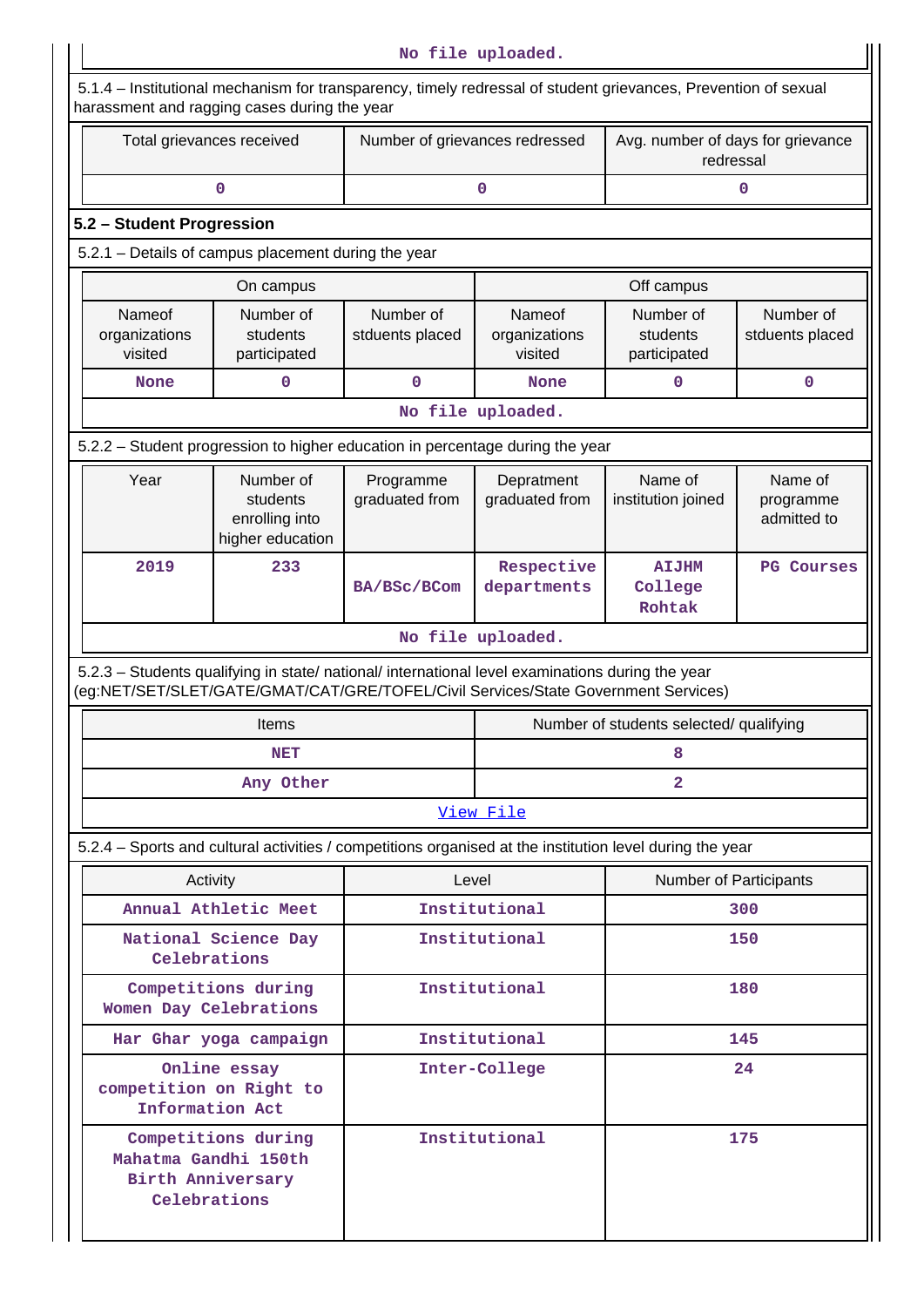No file uploaded.

5.1.4 – Institutional mechanism for transparency, timely redressal of student grievances, Prevention of sexual harassment and ragging cases during the year

| Total grievances received | Number of grievances redressed | Avg. number of days for grievance redressal |
|---|---|---|
| 0 | 0 | 0 |

## 5.2 – Student Progression

5.2.1 – Details of campus placement during the year

| On campus | | | Off campus | | |
|---|---|---|---|---|---|
| Nameof organizations visited | Number of students participated | Number of stduents placed | Nameof organizations visited | Number of students participated | Number of stduents placed |
| None | 0 | 0 | None | 0 | 0 |

No file uploaded.

5.2.2 – Student progression to higher education in percentage during the year

| Year | Number of students enrolling into higher education | Programme graduated from | Depratment graduated from | Name of institution joined | Name of programme admitted to |
|---|---|---|---|---|---|
| 2019 | 233 | BA/BSc/BCom | Respective departments | AIJHM College Rohtak | PG Courses |

No file uploaded.

5.2.3 – Students qualifying in state/ national/ international level examinations during the year (eg:NET/SET/SLET/GATE/GMAT/CAT/GRE/TOFEL/Civil Services/State Government Services)

| Items | Number of students selected/ qualifying |
|---|---|
| NET | 8 |
| Any Other | 2 |

View File

5.2.4 – Sports and cultural activities / competitions organised at the institution level during the year

| Activity | Level | Number of Participants |
|---|---|---|
| Annual Athletic Meet | Institutional | 300 |
| National Science Day Celebrations | Institutional | 150 |
| Competitions during Women Day Celebrations | Institutional | 180 |
| Har Ghar yoga campaign | Institutional | 145 |
| Online essay competition on Right to Information Act | Inter-College | 24 |
| Competitions during Mahatma Gandhi 150th Birth Anniversary Celebrations | Institutional | 175 |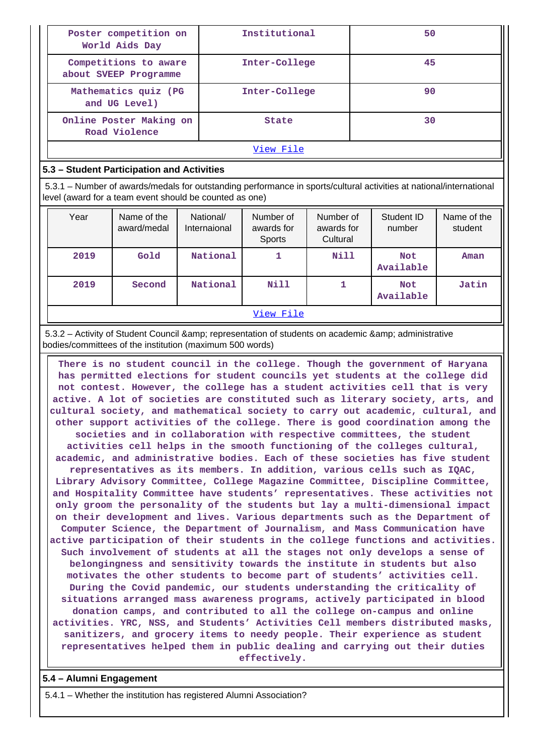| Poster competition on World Aids Day | Institutional | 50 |
|---|---|---|
| Competitions to aware about SVEEP Programme | Inter-College | 45 |
| Mathematics quiz (PG and UG Level) | Inter-College | 90 |
| Online Poster Making on Road Violence | State | 30 |
| View File | | |

## 5.3 – Student Participation and Activities

5.3.1 – Number of awards/medals for outstanding performance in sports/cultural activities at national/international level (award for a team event should be counted as one)

| Year | Name of the award/medal | National/ Internaional | Number of awards for Sports | Number of awards for Cultural | Student ID number | Name of the student |
|---|---|---|---|---|---|---|
| 2019 | Gold | National | 1 | Nill | Not Available | Aman |
| 2019 | Second | National | Nill | 1 | Not Available | Jatin |
| View File | | | | | | |

5.3.2 – Activity of Student Council &amp; representation of students on academic &amp; administrative bodies/committees of the institution (maximum 500 words)

There is no student council in the college. Though the government of Haryana has permitted elections for student councils yet students at the college did not contest. However, the college has a student activities cell that is very active. A lot of societies are constituted such as literary society, arts, and cultural society, and mathematical society to carry out academic, cultural, and other support activities of the college. There is good coordination among the societies and in collaboration with respective committees, the student activities cell helps in the smooth functioning of the colleges cultural, academic, and administrative bodies. Each of these societies has five student representatives as its members. In addition, various cells such as IQAC, Library Advisory Committee, College Magazine Committee, Discipline Committee, and Hospitality Committee have students' representatives. These activities not only groom the personality of the students but lay a multi-dimensional impact on their development and lives. Various departments such as the Department of Computer Science, the Department of Journalism, and Mass Communication have active participation of their students in the college functions and activities. Such involvement of students at all the stages not only develops a sense of belongingness and sensitivity towards the institute in students but also motivates the other students to become part of students' activities cell. During the Covid pandemic, our students understanding the criticality of situations arranged mass awareness programs, actively participated in blood donation camps, and contributed to all the college on-campus and online activities. YRC, NSS, and Students' Activities Cell members distributed masks, sanitizers, and grocery items to needy people. Their experience as student representatives helped them in public dealing and carrying out their duties effectively.

## 5.4 – Alumni Engagement

5.4.1 – Whether the institution has registered Alumni Association?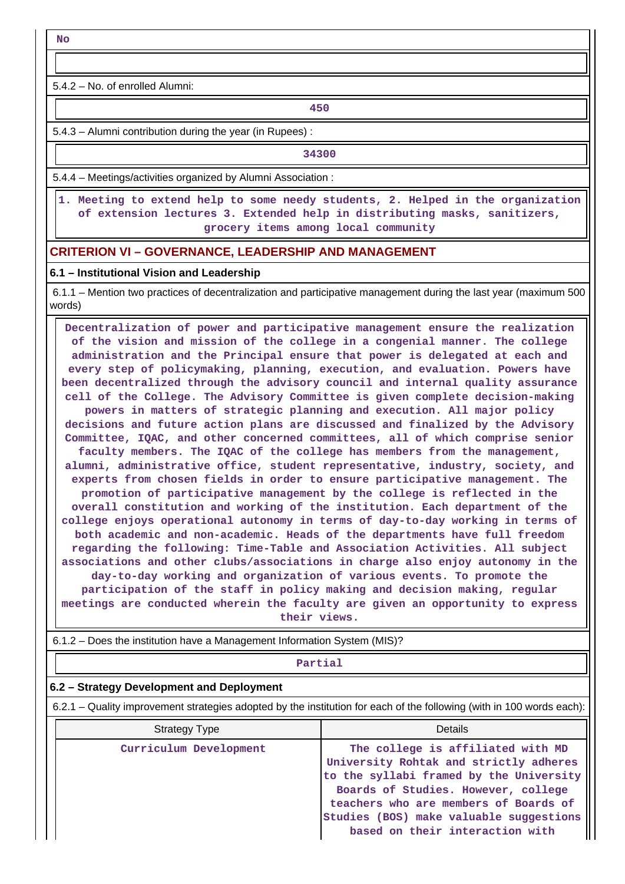No

5.4.2 – No. of enrolled Alumni:

450

5.4.3 – Alumni contribution during the year (in Rupees) :

34300

5.4.4 – Meetings/activities organized by Alumni Association :

1. Meeting to extend help to some needy students, 2. Helped in the organization of extension lectures 3. Extended help in distributing masks, sanitizers, grocery items among local community

## CRITERION VI – GOVERNANCE, LEADERSHIP AND MANAGEMENT

### 6.1 – Institutional Vision and Leadership

6.1.1 – Mention two practices of decentralization and participative management during the last year (maximum 500 words)

Decentralization of power and participative management ensure the realization of the vision and mission of the college in a congenial manner. The college administration and the Principal ensure that power is delegated at each and every step of policymaking, planning, execution, and evaluation. Powers have been decentralized through the advisory council and internal quality assurance cell of the College. The Advisory Committee is given complete decision-making powers in matters of strategic planning and execution. All major policy decisions and future action plans are discussed and finalized by the Advisory Committee, IQAC, and other concerned committees, all of which comprise senior faculty members. The IQAC of the college has members from the management, alumni, administrative office, student representative, industry, society, and experts from chosen fields in order to ensure participative management. The promotion of participative management by the college is reflected in the overall constitution and working of the institution. Each department of the college enjoys operational autonomy in terms of day-to-day working in terms of both academic and non-academic. Heads of the departments have full freedom regarding the following: Time-Table and Association Activities. All subject associations and other clubs/associations in charge also enjoy autonomy in the day-to-day working and organization of various events. To promote the participation of the staff in policy making and decision making, regular meetings are conducted wherein the faculty are given an opportunity to express their views.

6.1.2 – Does the institution have a Management Information System (MIS)?

Partial

### 6.2 – Strategy Development and Deployment

6.2.1 – Quality improvement strategies adopted by the institution for each of the following (with in 100 words each):

| Strategy Type | Details |
|---|---|
| Curriculum Development | The college is affiliated with MD University Rohtak and strictly adheres to the syllabi framed by the University Boards of Studies. However, college teachers who are members of Boards of Studies (BOS) make valuable suggestions based on their interaction with |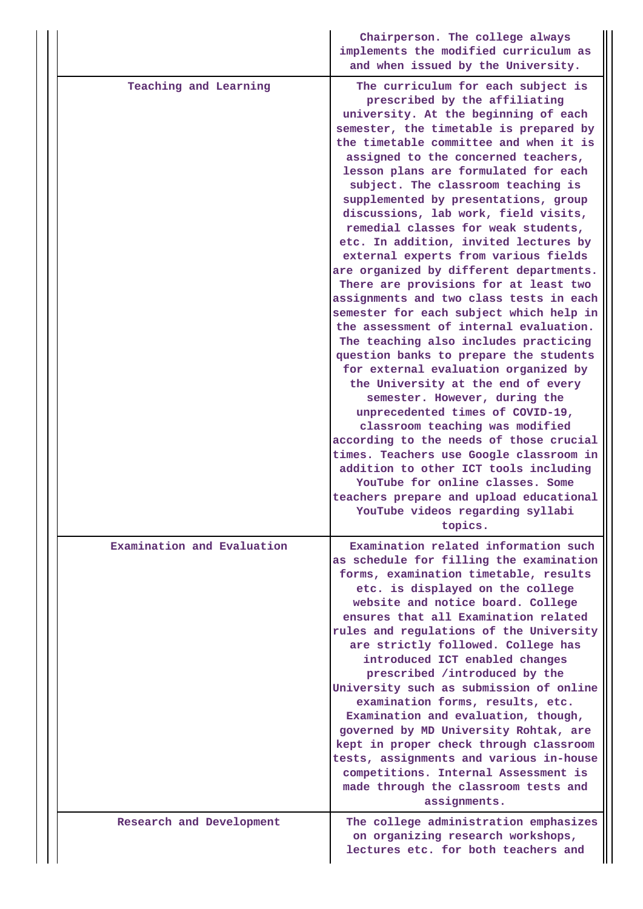| | |
|---|---|
| | Chairperson. The college always implements the modified curriculum as and when issued by the University. |
| Teaching and Learning | The curriculum for each subject is prescribed by the affiliating university. At the beginning of each semester, the timetable is prepared by the timetable committee and when it is assigned to the concerned teachers, lesson plans are formulated for each subject. The classroom teaching is supplemented by presentations, group discussions, lab work, field visits, remedial classes for weak students, etc. In addition, invited lectures by external experts from various fields are organized by different departments. There are provisions for at least two assignments and two class tests in each semester for each subject which help in the assessment of internal evaluation. The teaching also includes practicing question banks to prepare the students for external evaluation organized by the University at the end of every semester. However, during the unprecedented times of COVID-19, classroom teaching was modified according to the needs of those crucial times. Teachers use Google classroom in addition to other ICT tools including YouTube for online classes. Some teachers prepare and upload educational YouTube videos regarding syllabi topics. |
| Examination and Evaluation | Examination related information such as schedule for filling the examination forms, examination timetable, results etc. is displayed on the college website and notice board. College ensures that all Examination related rules and regulations of the University are strictly followed. College has introduced ICT enabled changes prescribed /introduced by the University such as submission of online examination forms, results, etc. Examination and evaluation, though, governed by MD University Rohtak, are kept in proper check through classroom tests, assignments and various in-house competitions. Internal Assessment is made through the classroom tests and assignments. |
| Research and Development | The college administration emphasizes on organizing research workshops, lectures etc. for both teachers and |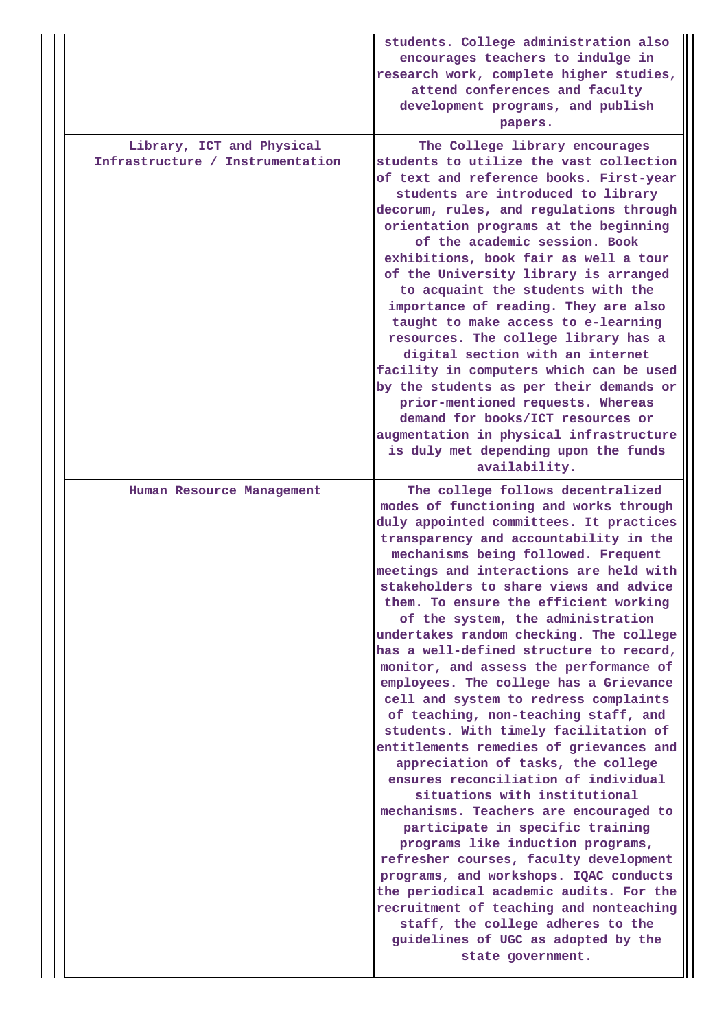|  |  |
|---|---|
|  | students. College administration also encourages teachers to indulge in research work, complete higher studies, attend conferences and faculty development programs, and publish papers. |
| Library, ICT and Physical Infrastructure / Instrumentation | The College library encourages students to utilize the vast collection of text and reference books. First-year students are introduced to library decorum, rules, and regulations through orientation programs at the beginning of the academic session. Book exhibitions, book fair as well a tour of the University library is arranged to acquaint the students with the importance of reading. They are also taught to make access to e-learning resources. The college library has a digital section with an internet facility in computers which can be used by the students as per their demands or prior-mentioned requests. Whereas demand for books/ICT resources or augmentation in physical infrastructure is duly met depending upon the funds availability. |
| Human Resource Management | The college follows decentralized modes of functioning and works through duly appointed committees. It practices transparency and accountability in the mechanisms being followed. Frequent meetings and interactions are held with stakeholders to share views and advice them. To ensure the efficient working of the system, the administration undertakes random checking. The college has a well-defined structure to record, monitor, and assess the performance of employees. The college has a Grievance cell and system to redress complaints of teaching, non-teaching staff, and students. With timely facilitation of entitlements remedies of grievances and appreciation of tasks, the college ensures reconciliation of individual situations with institutional mechanisms. Teachers are encouraged to participate in specific training programs like induction programs, refresher courses, faculty development programs, and workshops. IQAC conducts the periodical academic audits. For the recruitment of teaching and nonteaching staff, the college adheres to the guidelines of UGC as adopted by the state government. |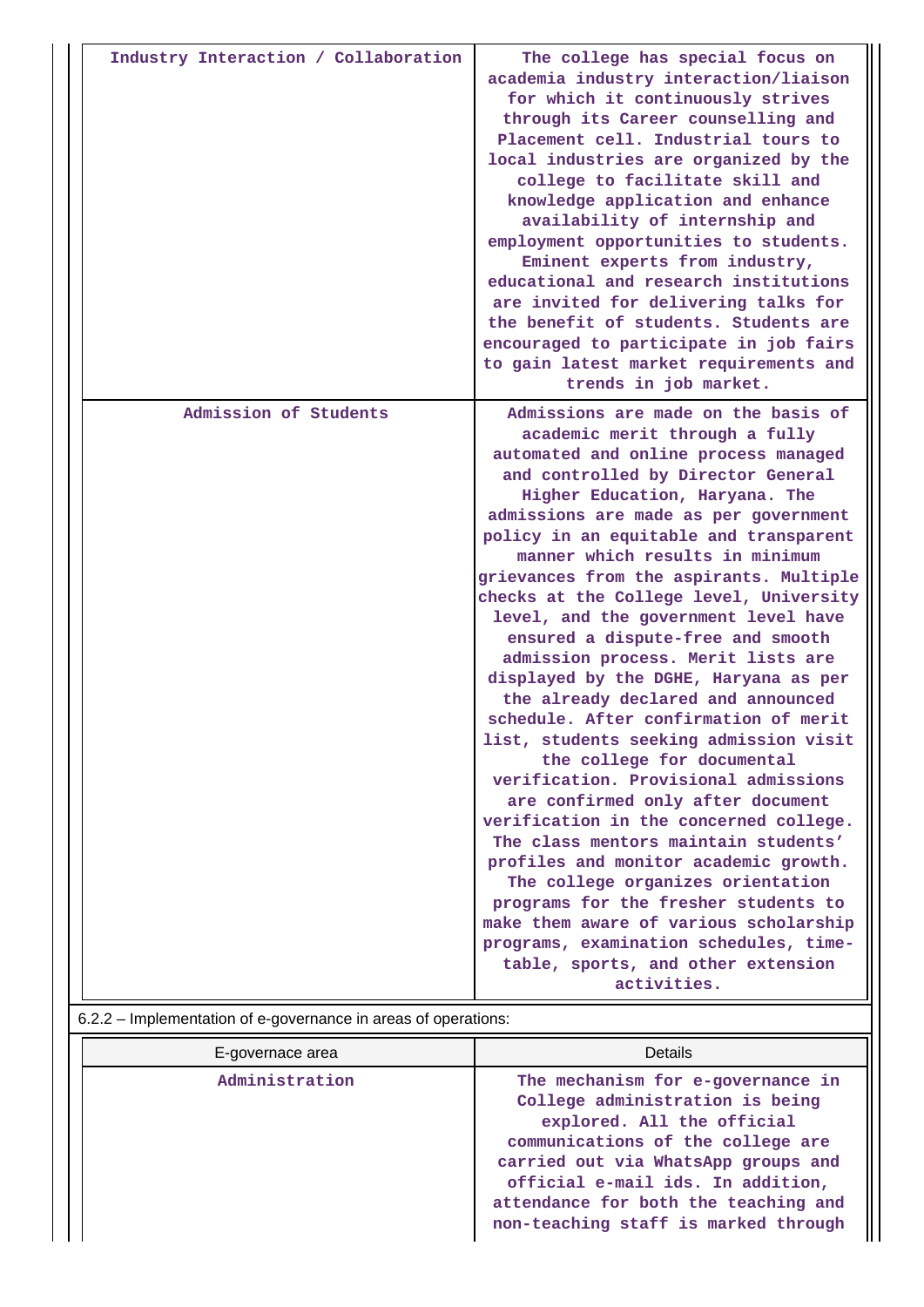| | |
|---|---|
| Industry Interaction / Collaboration | The college has special focus on academia industry interaction/liaison for which it continuously strives through its Career counselling and Placement cell. Industrial tours to local industries are organized by the college to facilitate skill and knowledge application and enhance availability of internship and employment opportunities to students. Eminent experts from industry, educational and research institutions are invited for delivering talks for the benefit of students. Students are encouraged to participate in job fairs to gain latest market requirements and trends in job market. |
| Admission of Students | Admissions are made on the basis of academic merit through a fully automated and online process managed and controlled by Director General Higher Education, Haryana. The admissions are made as per government policy in an equitable and transparent manner which results in minimum grievances from the aspirants. Multiple checks at the College level, University level, and the government level have ensured a dispute-free and smooth admission process. Merit lists are displayed by the DGHE, Haryana as per the already declared and announced schedule. After confirmation of merit list, students seeking admission visit the college for documental verification. Provisional admissions are confirmed only after document verification in the concerned college. The class mentors maintain students' profiles and monitor academic growth. The college organizes orientation programs for the fresher students to make them aware of various scholarship programs, examination schedules, time-table, sports, and other extension activities. |

6.2.2 – Implementation of e-governance in areas of operations:

| E-governace area | Details |
|---|---|
| Administration | The mechanism for e-governance in College administration is being explored. All the official communications of the college are carried out via WhatsApp groups and official e-mail ids. In addition, attendance for both the teaching and non-teaching staff is marked through |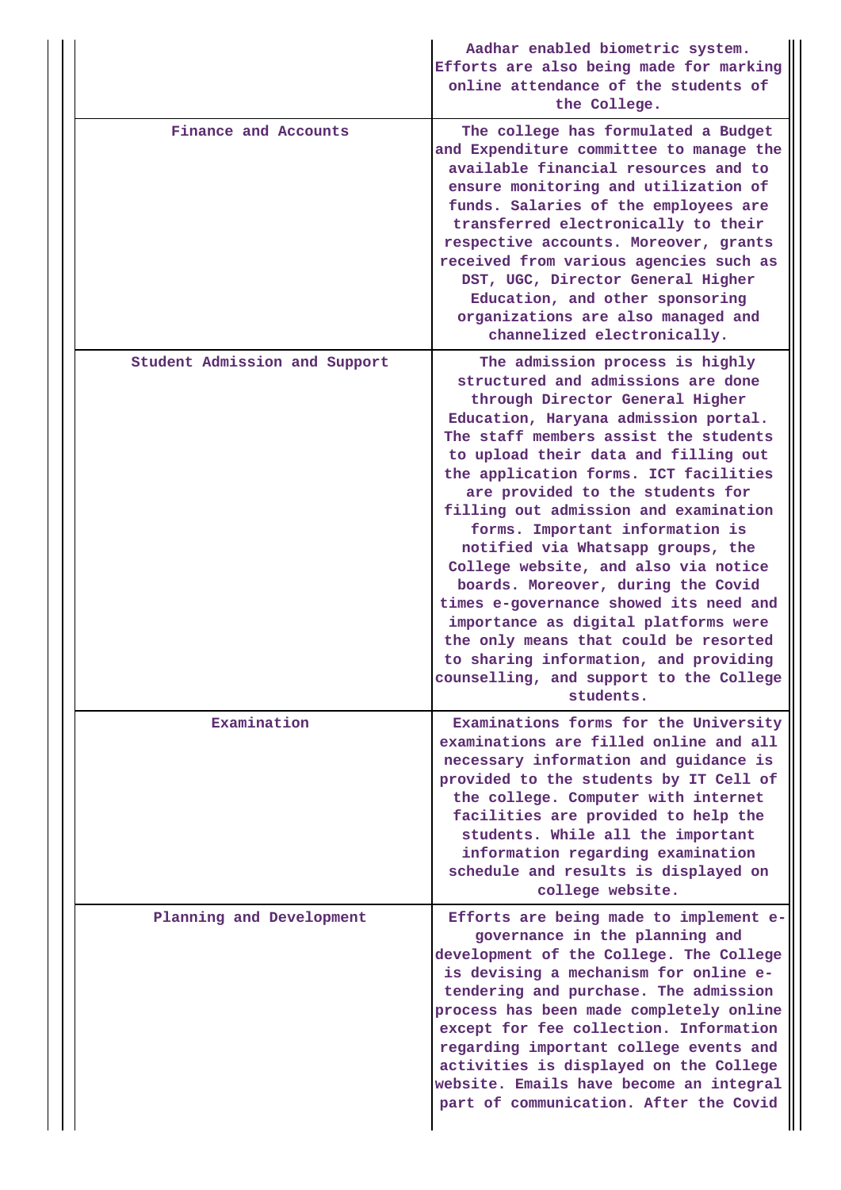| | |
|---|---|
| | Aadhar enabled biometric system. Efforts are also being made for marking online attendance of the students of the College. |
| Finance and Accounts | The college has formulated a Budget and Expenditure committee to manage the available financial resources and to ensure monitoring and utilization of funds. Salaries of the employees are transferred electronically to their respective accounts. Moreover, grants received from various agencies such as DST, UGC, Director General Higher Education, and other sponsoring organizations are also managed and channelized electronically. |
| Student Admission and Support | The admission process is highly structured and admissions are done through Director General Higher Education, Haryana admission portal. The staff members assist the students to upload their data and filling out the application forms. ICT facilities are provided to the students for filling out admission and examination forms. Important information is notified via Whatsapp groups, the College website, and also via notice boards. Moreover, during the Covid times e-governance showed its need and importance as digital platforms were the only means that could be resorted to sharing information, and providing counselling, and support to the College students. |
| Examination | Examinations forms for the University examinations are filled online and all necessary information and guidance is provided to the students by IT Cell of the college. Computer with internet facilities are provided to help the students. While all the important information regarding examination schedule and results is displayed on college website. |
| Planning and Development | Efforts are being made to implement e-governance in the planning and development of the College. The College is devising a mechanism for online e-tendering and purchase. The admission process has been made completely online except for fee collection. Information regarding important college events and activities is displayed on the College website. Emails have become an integral part of communication. After the Covid |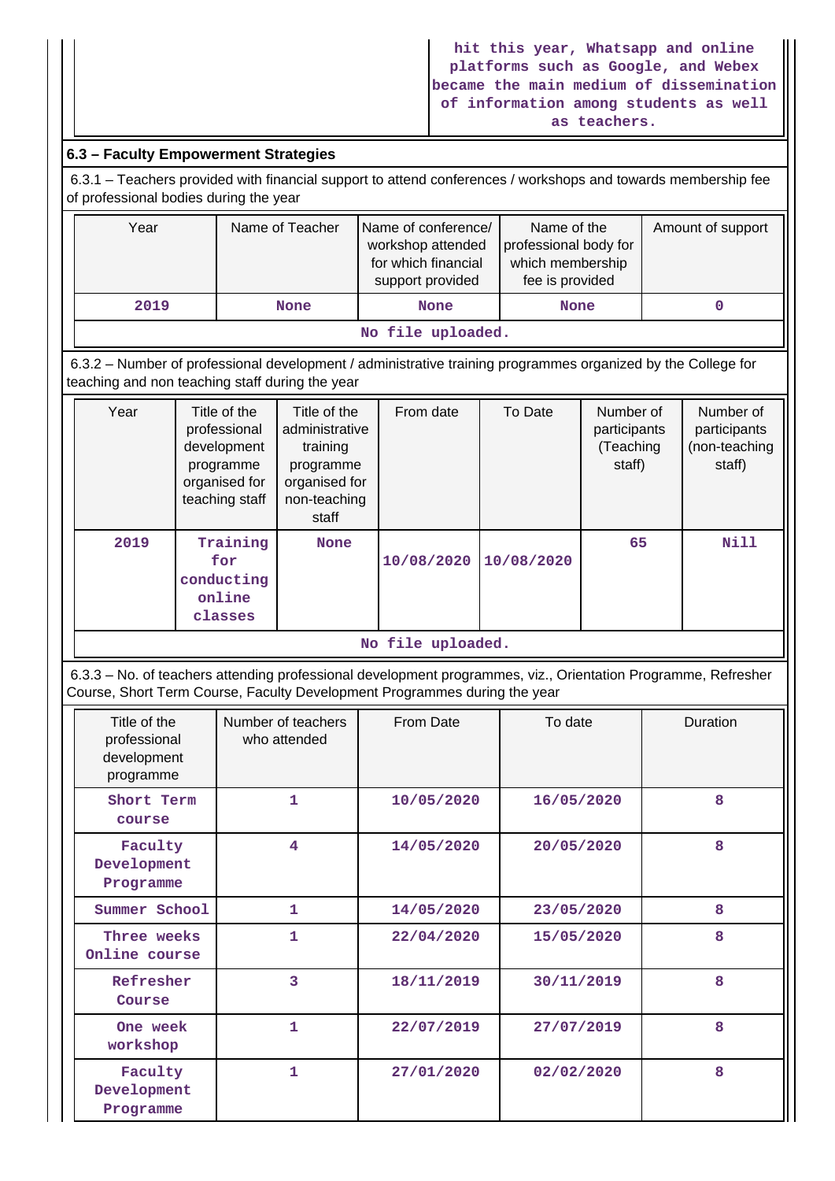| | hit this year, Whatsapp and online platforms such as Google, and Webex became the main medium of dissemination of information among students as well as teachers. |
|---|---|

### 6.3 – Faculty Empowerment Strategies

6.3.1 – Teachers provided with financial support to attend conferences / workshops and towards membership fee of professional bodies during the year

| Year | Name of Teacher | Name of conference/ workshop attended for which financial support provided | Name of the professional body for which membership fee is provided | Amount of support |
|---|---|---|---|---|
| 2019 | None | None | None | 0 |

No file uploaded.

6.3.2 – Number of professional development / administrative training programmes organized by the College for teaching and non teaching staff during the year

| Year | Title of the professional development programme organised for teaching staff | Title of the administrative training programme organised for non-teaching staff | From date | To Date | Number of participants (Teaching staff) | Number of participants (non-teaching staff) |
|---|---|---|---|---|---|---|
| 2019 | Training for conducting online classes | None | 10/08/2020 | 10/08/2020 | 65 | Nill |

No file uploaded.

6.3.3 – No. of teachers attending professional development programmes, viz., Orientation Programme, Refresher Course, Short Term Course, Faculty Development Programmes during the year

| Title of the professional development programme | Number of teachers who attended | From Date | To date | Duration |
|---|---|---|---|---|
| Short Term course | 1 | 10/05/2020 | 16/05/2020 | 8 |
| Faculty Development Programme | 4 | 14/05/2020 | 20/05/2020 | 8 |
| Summer School | 1 | 14/05/2020 | 23/05/2020 | 8 |
| Three weeks Online course | 1 | 22/04/2020 | 15/05/2020 | 8 |
| Refresher Course | 3 | 18/11/2019 | 30/11/2019 | 8 |
| One week workshop | 1 | 22/07/2019 | 27/07/2019 | 8 |
| Faculty Development Programme | 1 | 27/01/2020 | 02/02/2020 | 8 |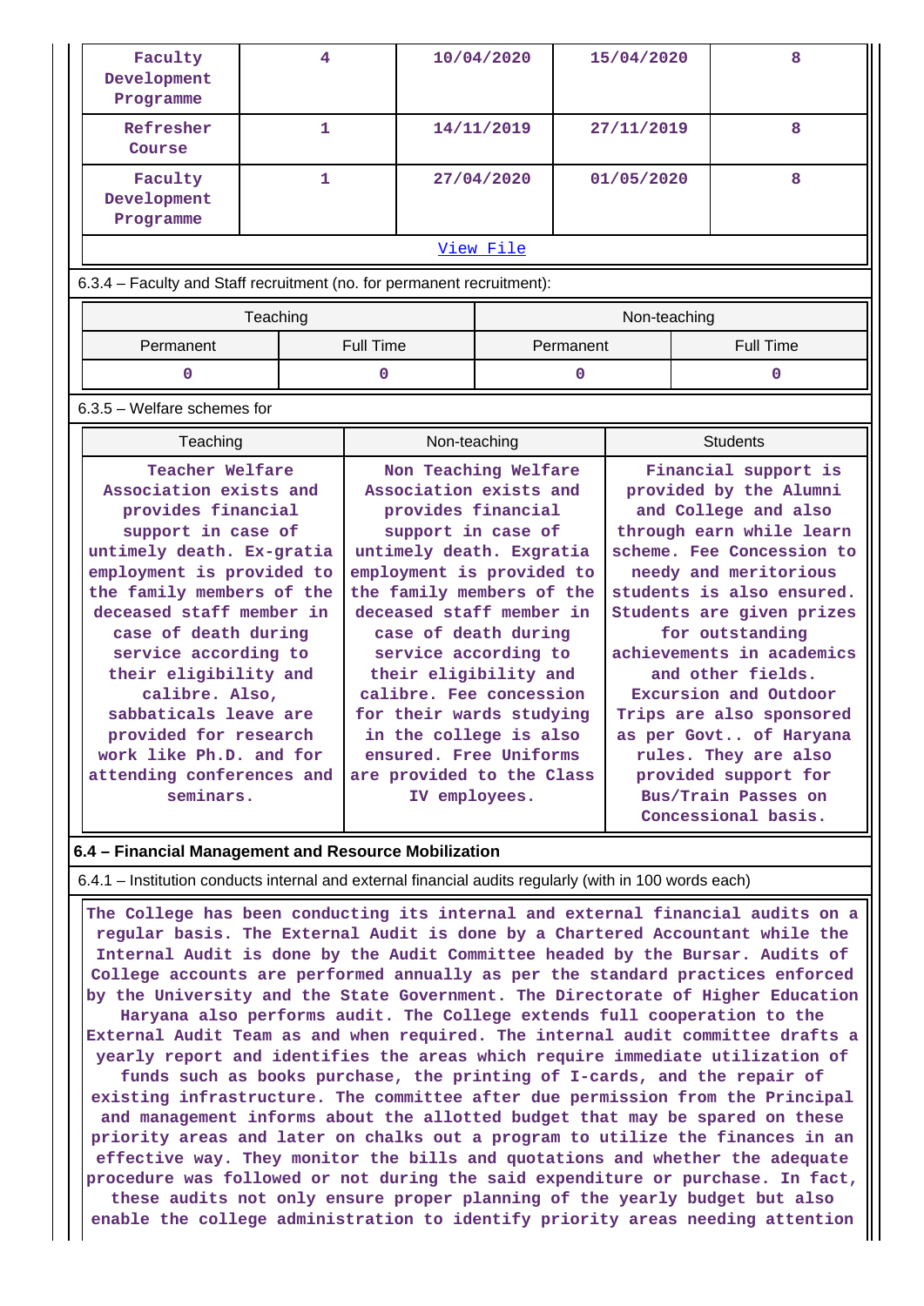| | | | | |
|---|---|---|---|---|
| Faculty Development Programme | 4 | 10/04/2020 | 15/04/2020 | 8 |
| Refresher Course | 1 | 14/11/2019 | 27/11/2019 | 8 |
| Faculty Development Programme | 1 | 27/04/2020 | 01/05/2020 | 8 |
| View File | | | | |

6.3.4 – Faculty and Staff recruitment (no. for permanent recruitment):

| Teaching | | Non-teaching | |
|---|---|---|---|
| Permanent | Full Time | Permanent | Full Time |
| 0 | 0 | 0 | 0 |

6.3.5 – Welfare schemes for

| Teaching | Non-teaching | Students |
|---|---|---|
| Teacher Welfare Association exists and provides financial support in case of untimely death. Ex-gratia employment is provided to the family members of the deceased staff member in case of death during service according to their eligibility and calibre. Also, sabbaticals leave are provided for research work like Ph.D. and for attending conferences and seminars. | Non Teaching Welfare Association exists and provides financial support in case of untimely death. Exgratia employment is provided to the family members of the deceased staff member in case of death during service according to their eligibility and calibre. Fee concession for their wards studying in the college is also ensured. Free Uniforms are provided to the Class IV employees. | Financial support is provided by the Alumni and College and also through earn while learn scheme. Fee Concession to needy and meritorious students is also ensured. Students are given prizes for outstanding achievements in academics and other fields. Excursion and Outdoor Trips are also sponsored as per Govt.. of Haryana rules. They are also provided support for Bus/Train Passes on Concessional basis. |

**6.4 – Financial Management and Resource Mobilization**

6.4.1 – Institution conducts internal and external financial audits regularly (with in 100 words each)

The College has been conducting its internal and external financial audits on a regular basis. The External Audit is done by a Chartered Accountant while the Internal Audit is done by the Audit Committee headed by the Bursar. Audits of College accounts are performed annually as per the standard practices enforced by the University and the State Government. The Directorate of Higher Education Haryana also performs audit. The College extends full cooperation to the External Audit Team as and when required. The internal audit committee drafts a yearly report and identifies the areas which require immediate utilization of funds such as books purchase, the printing of I-cards, and the repair of existing infrastructure. The committee after due permission from the Principal and management informs about the allotted budget that may be spared on these priority areas and later on chalks out a program to utilize the finances in an effective way. They monitor the bills and quotations and whether the adequate procedure was followed or not during the said expenditure or purchase. In fact, these audits not only ensure proper planning of the yearly budget but also enable the college administration to identify priority areas needing attention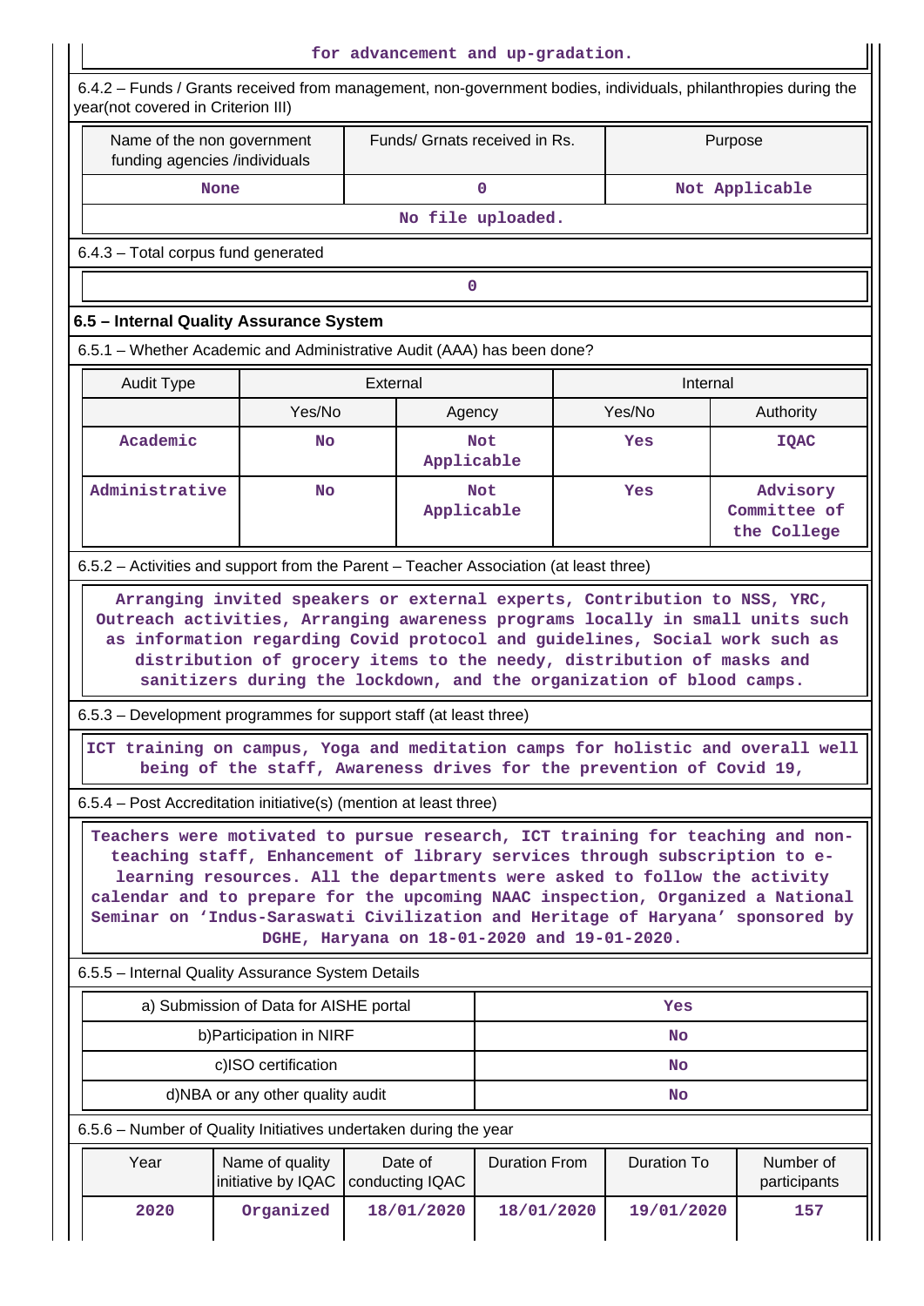for advancement and up-gradation.

6.4.2 – Funds / Grants received from management, non-government bodies, individuals, philanthropies during the year(not covered in Criterion III)

| Name of the non government funding agencies /individuals | Funds/ Grnats received in Rs. | Purpose |
|---|---|---|
| None | 0 | Not Applicable |

No file uploaded.

6.4.3 – Total corpus fund generated

0

**6.5 – Internal Quality Assurance System**

6.5.1 – Whether Academic and Administrative Audit (AAA) has been done?

| Audit Type | External | | Internal | |
|---|---|---|---|---|
| | Yes/No | Agency | Yes/No | Authority |
| Academic | No | Not Applicable | Yes | IQAC |
| Administrative | No | Not Applicable | Yes | Advisory Committee of the College |

6.5.2 – Activities and support from the Parent – Teacher Association (at least three)

Arranging invited speakers or external experts, Contribution to NSS, YRC, Outreach activities, Arranging awareness programs locally in small units such as information regarding Covid protocol and guidelines, Social work such as distribution of grocery items to the needy, distribution of masks and sanitizers during the lockdown, and the organization of blood camps.

6.5.3 – Development programmes for support staff (at least three)

ICT training on campus, Yoga and meditation camps for holistic and overall well being of the staff, Awareness drives for the prevention of Covid 19,

6.5.4 – Post Accreditation initiative(s) (mention at least three)

Teachers were motivated to pursue research, ICT training for teaching and non-teaching staff, Enhancement of library services through subscription to e-learning resources. All the departments were asked to follow the activity calendar and to prepare for the upcoming NAAC inspection, Organized a National Seminar on 'Indus-Saraswati Civilization and Heritage of Haryana' sponsored by DGHE, Haryana on 18-01-2020 and 19-01-2020.

6.5.5 – Internal Quality Assurance System Details

| | |
|---|---|
| a) Submission of Data for AISHE portal | Yes |
| b)Participation in NIRF | No |
| c)ISO certification | No |
| d)NBA or any other quality audit | No |

6.5.6 – Number of Quality Initiatives undertaken during the year

| Year | Name of quality initiative by IQAC | Date of conducting IQAC | Duration From | Duration To | Number of participants |
|---|---|---|---|---|---|
| 2020 | Organized | 18/01/2020 | 18/01/2020 | 19/01/2020 | 157 |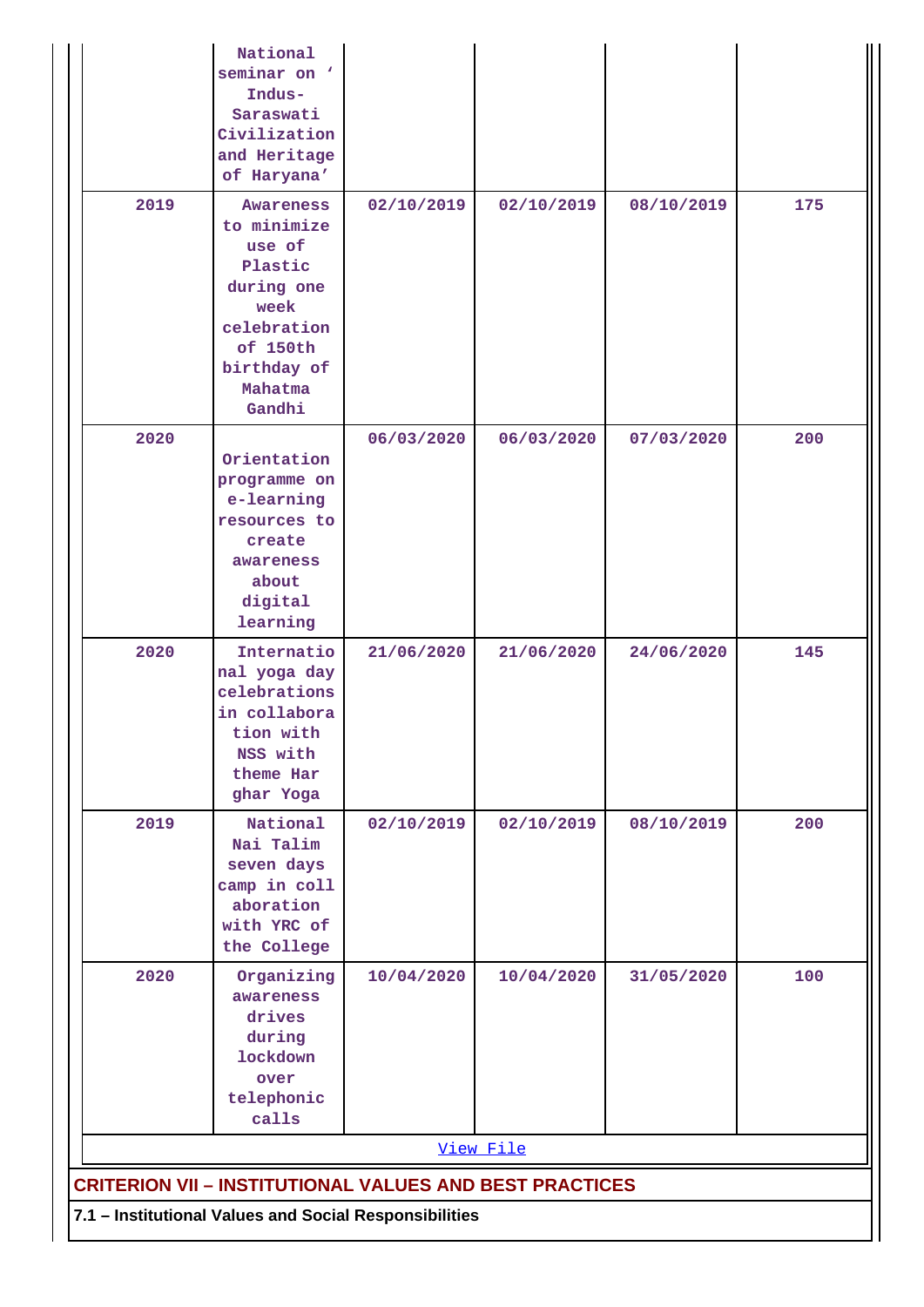|  | National seminar on ' Indus-Saraswati Civilization and Heritage of Haryana' |  |  |  |  |
|---|---|---|---|---|---|
| 2019 | Awareness to minimize use of Plastic during one week celebration of 150th birthday of Mahatma Gandhi | 02/10/2019 | 02/10/2019 | 08/10/2019 | 175 |
| 2020 | Orientation programme on e-learning resources to create awareness about digital learning | 06/03/2020 | 06/03/2020 | 07/03/2020 | 200 |
| 2020 | International yoga day celebrations in collaboration with NSS with theme Har ghar Yoga | 21/06/2020 | 21/06/2020 | 24/06/2020 | 145 |
| 2019 | National Nai Talim seven days camp in collaboration with YRC of the College | 02/10/2019 | 02/10/2019 | 08/10/2019 | 200 |
| 2020 | Organizing awareness drives during lockdown over telephonic calls | 10/04/2020 | 10/04/2020 | 31/05/2020 | 100 |

[View File]

## CRITERION VII – INSTITUTIONAL VALUES AND BEST PRACTICES

**7.1 – Institutional Values and Social Responsibilities**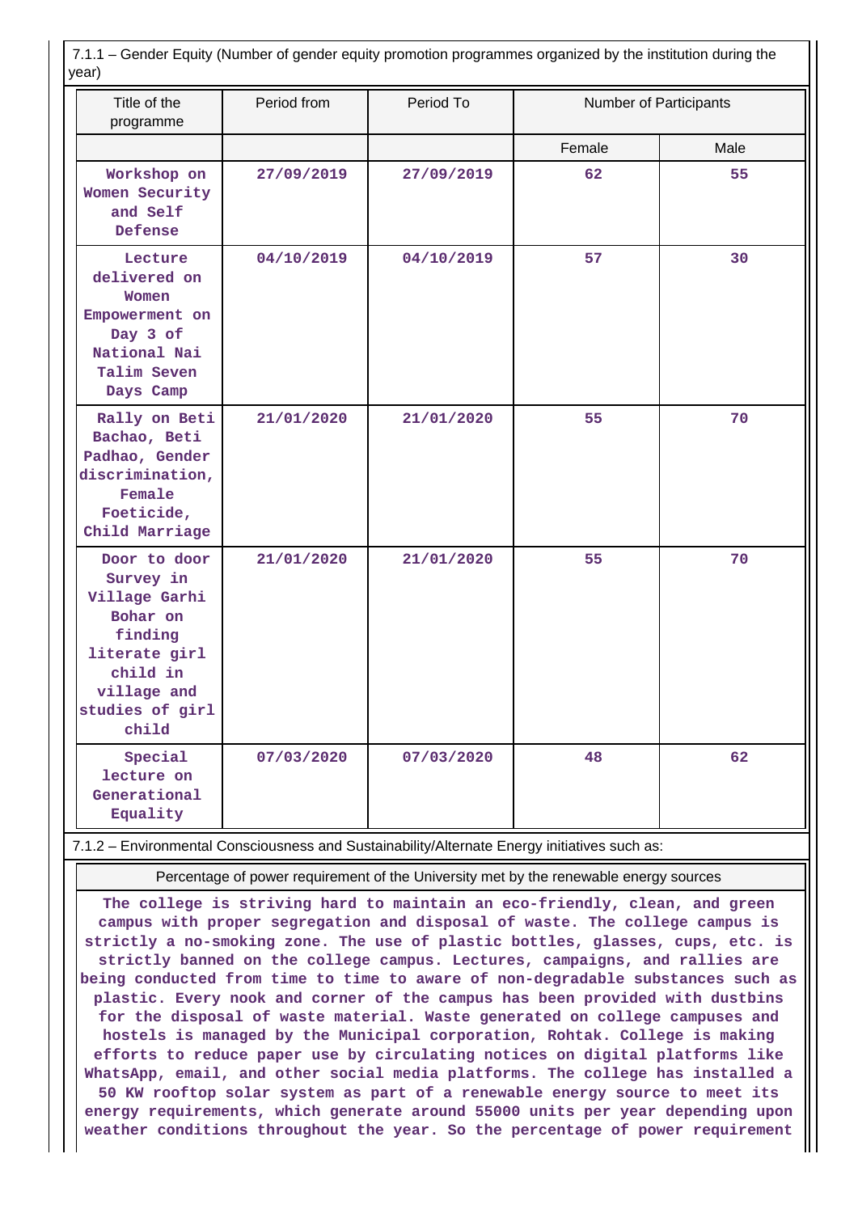7.1.1 – Gender Equity (Number of gender equity promotion programmes organized by the institution during the year)

| Title of the programme | Period from | Period To | Number of Participants | |
|---|---|---|---|---|
| | | | Female | Male |
| Workshop on Women Security and Self Defense | 27/09/2019 | 27/09/2019 | 62 | 55 |
| Lecture delivered on Women Empowerment on Day 3 of National Nai Talim Seven Days Camp | 04/10/2019 | 04/10/2019 | 57 | 30 |
| Rally on Beti Bachao, Beti Padhao, Gender discrimination, Female Foeticide, Child Marriage | 21/01/2020 | 21/01/2020 | 55 | 70 |
| Door to door Survey in Village Garhi Bohar on finding literate girl child in village and studies of girl child | 21/01/2020 | 21/01/2020 | 55 | 70 |
| Special lecture on Generational Equality | 07/03/2020 | 07/03/2020 | 48 | 62 |

7.1.2 – Environmental Consciousness and Sustainability/Alternate Energy initiatives such as:

Percentage of power requirement of the University met by the renewable energy sources

The college is striving hard to maintain an eco-friendly, clean, and green campus with proper segregation and disposal of waste. The college campus is strictly a no-smoking zone. The use of plastic bottles, glasses, cups, etc. is strictly banned on the college campus. Lectures, campaigns, and rallies are being conducted from time to time to aware of non-degradable substances such as plastic. Every nook and corner of the campus has been provided with dustbins for the disposal of waste material. Waste generated on college campuses and hostels is managed by the Municipal corporation, Rohtak. College is making efforts to reduce paper use by circulating notices on digital platforms like WhatsApp, email, and other social media platforms. The college has installed a 50 KW rooftop solar system as part of a renewable energy source to meet its energy requirements, which generate around 55000 units per year depending upon weather conditions throughout the year. So the percentage of power requirement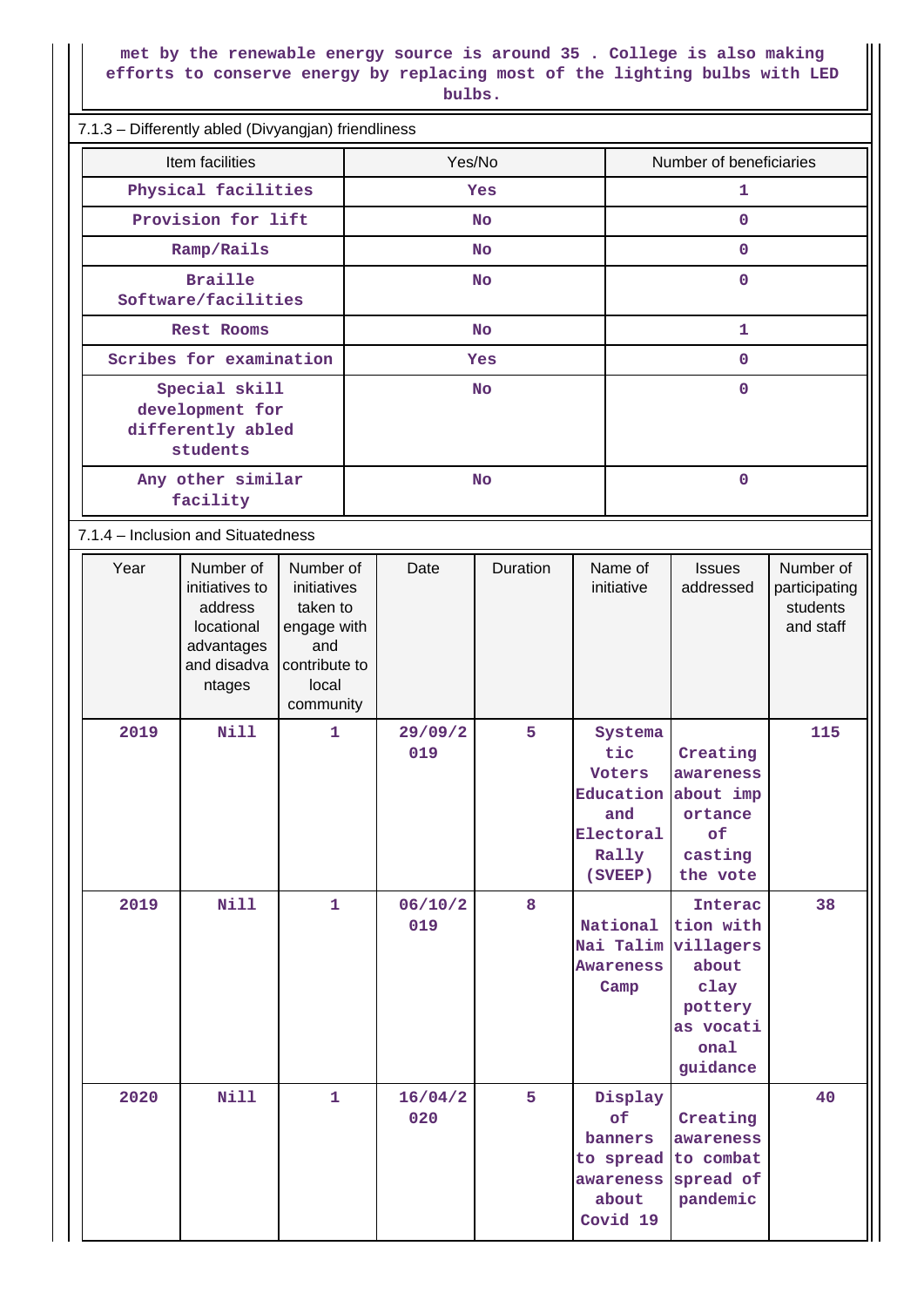met by the renewable energy source is around 35 . College is also making efforts to conserve energy by replacing most of the lighting bulbs with LED bulbs.

7.1.3 – Differently abled (Divyangjan) friendliness

| Item facilities | Yes/No | Number of beneficiaries |
|---|---|---|
| Physical facilities | Yes | 1 |
| Provision for lift | No | 0 |
| Ramp/Rails | No | 0 |
| Braille Software/facilities | No | 0 |
| Rest Rooms | No | 1 |
| Scribes for examination | Yes | 0 |
| Special skill development for differently abled students | No | 0 |
| Any other similar facility | No | 0 |

7.1.4 – Inclusion and Situatedness

| Year | Number of initiatives to address locational advantages and disadvantages | Number of initiatives taken to engage with and contribute to local community | Date | Duration | Name of initiative | Issues addressed | Number of participating students and staff |
|---|---|---|---|---|---|---|---|
| 2019 | Nill | 1 | 29/09/2019 | 5 | Systematic Voters Education and Electoral Rally (SVEEP) | Creating awareness about importance of casting the vote | 115 |
| 2019 | Nill | 1 | 06/10/2019 | 8 | National Nai Talim Awareness Camp | Interaction with villagers about clay pottery as vocational guidance | 38 |
| 2020 | Nill | 1 | 16/04/2020 | 5 | Display of banners to spread awareness about Covid 19 | Creating awareness to combat spread of pandemic | 40 |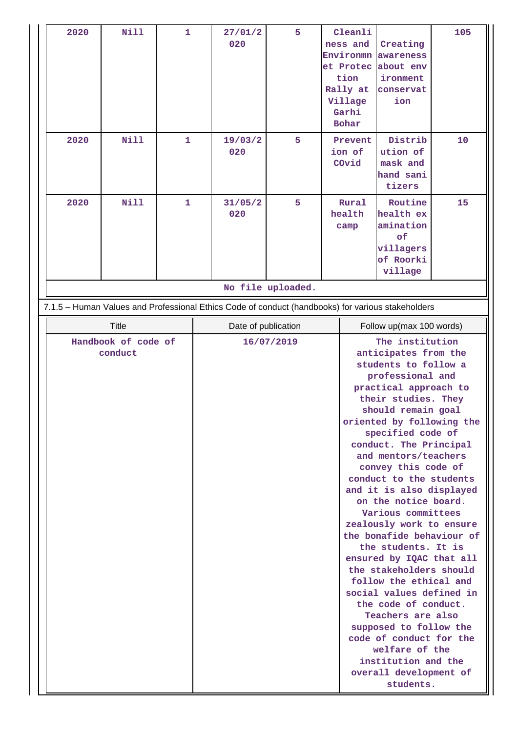| | | | | | | | |
|---|---|---|---|---|---|---|---|
| 2020 | Nill | 1 | 27/01/2020 | 5 | Cleanliness and Environmnet Protection Rally at Village Garhi Bohar | Creating awareness about environment conservation | 105 |
| 2020 | Nill | 1 | 19/03/2020 | 5 | Prevention of COvid | Distribution of mask and hand sanitizers | 10 |
| 2020 | Nill | 1 | 31/05/2020 | 5 | Rural health camp | Routine health examination of villagers of Roorki village | 15 |

No file uploaded.

7.1.5 – Human Values and Professional Ethics Code of conduct (handbooks) for various stakeholders

| Title | Date of publication | Follow up(max 100 words) |
|---|---|---|
| Handbook of code of conduct | 16/07/2019 | The institution anticipates from the students to follow a professional and practical approach to their studies. They should remain goal oriented by following the specified code of conduct. The Principal and mentors/teachers convey this code of conduct to the students and it is also displayed on the notice board. Various committees zealously work to ensure the bonafide behaviour of the students. It is ensured by IQAC that all the stakeholders should follow the ethical and social values defined in the code of conduct. Teachers are also supposed to follow the code of conduct for the welfare of the institution and the overall development of students. |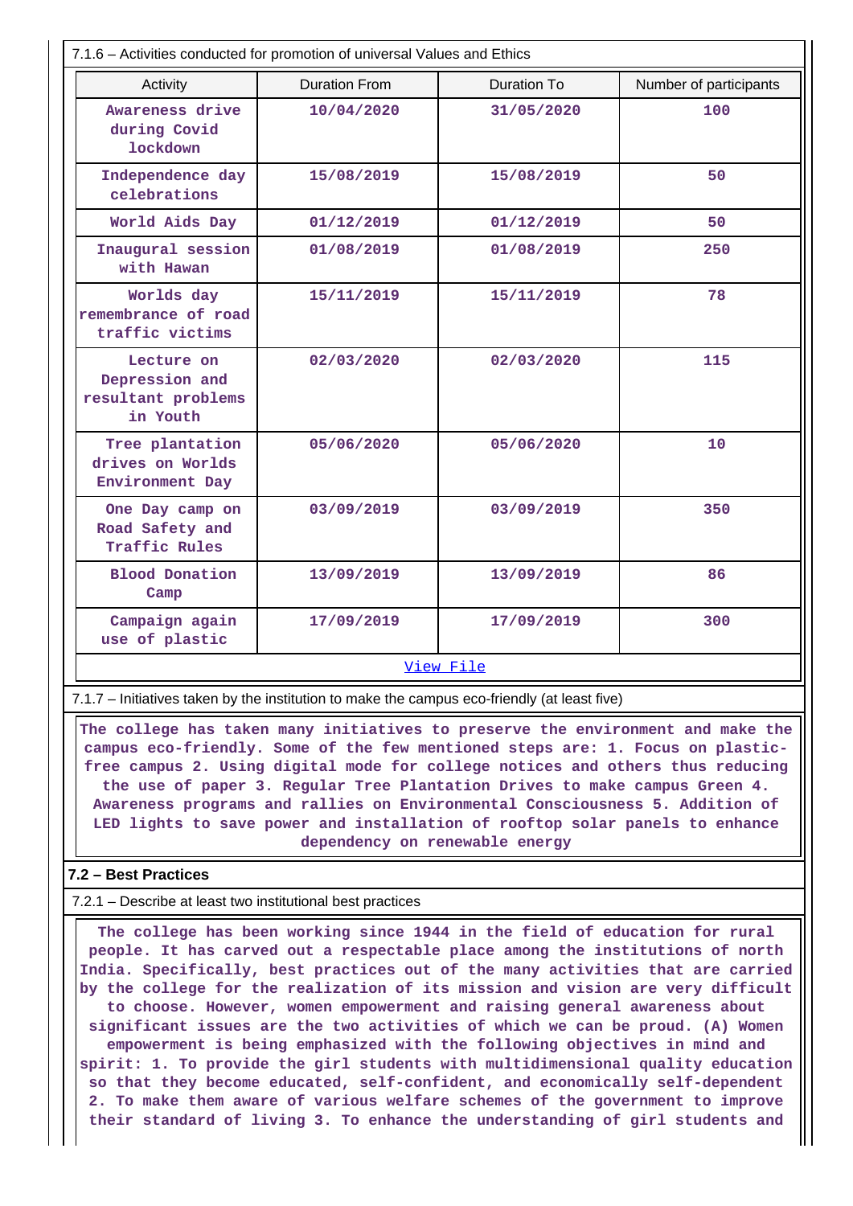7.1.6 – Activities conducted for promotion of universal Values and Ethics

| Activity | Duration From | Duration To | Number of participants |
|---|---|---|---|
| Awareness drive during Covid lockdown | 10/04/2020 | 31/05/2020 | 100 |
| Independence day celebrations | 15/08/2019 | 15/08/2019 | 50 |
| World Aids Day | 01/12/2019 | 01/12/2019 | 50 |
| Inaugural session with Hawan | 01/08/2019 | 01/08/2019 | 250 |
| Worlds day remembrance of road traffic victims | 15/11/2019 | 15/11/2019 | 78 |
| Lecture on Depression and resultant problems in Youth | 02/03/2020 | 02/03/2020 | 115 |
| Tree plantation drives on Worlds Environment Day | 05/06/2020 | 05/06/2020 | 10 |
| One Day camp on Road Safety and Traffic Rules | 03/09/2019 | 03/09/2019 | 350 |
| Blood Donation Camp | 13/09/2019 | 13/09/2019 | 86 |
| Campaign again use of plastic | 17/09/2019 | 17/09/2019 | 300 |

View File

7.1.7 – Initiatives taken by the institution to make the campus eco-friendly (at least five)

The college has taken many initiatives to preserve the environment and make the campus eco-friendly. Some of the few mentioned steps are: 1. Focus on plastic-free campus 2. Using digital mode for college notices and others thus reducing the use of paper 3. Regular Tree Plantation Drives to make campus Green 4. Awareness programs and rallies on Environmental Consciousness 5. Addition of LED lights to save power and installation of rooftop solar panels to enhance dependency on renewable energy

**7.2 – Best Practices**

7.2.1 – Describe at least two institutional best practices

The college has been working since 1944 in the field of education for rural people. It has carved out a respectable place among the institutions of north India. Specifically, best practices out of the many activities that are carried by the college for the realization of its mission and vision are very difficult to choose. However, women empowerment and raising general awareness about significant issues are the two activities of which we can be proud. (A) Women empowerment is being emphasized with the following objectives in mind and spirit: 1. To provide the girl students with multidimensional quality education so that they become educated, self-confident, and economically self-dependent 2. To make them aware of various welfare schemes of the government to improve their standard of living 3. To enhance the understanding of girl students and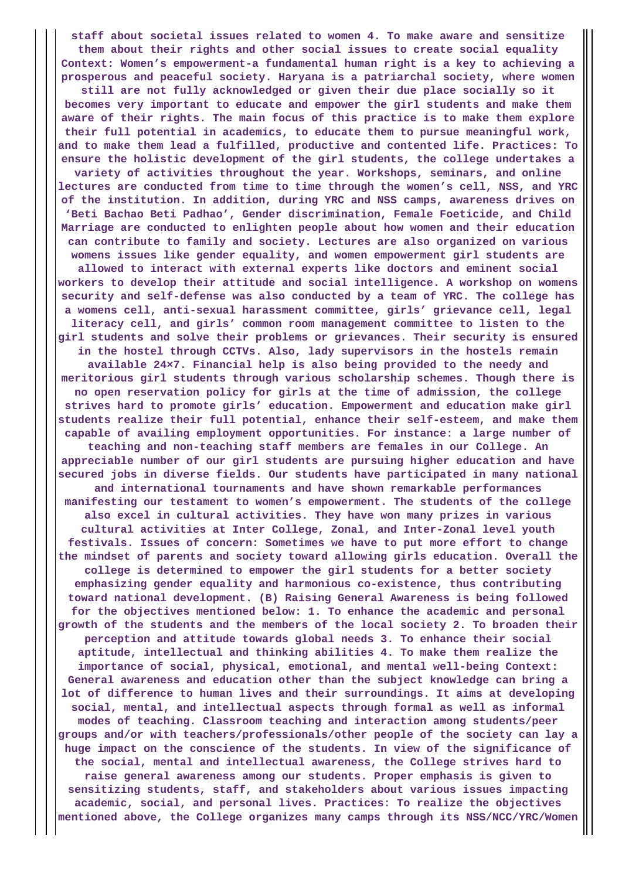**staff about societal issues related to women 4. To make aware and sensitize them about their rights and other social issues to create social equality Context: Women's empowerment-a fundamental human right is a key to achieving a prosperous and peaceful society. Haryana is a patriarchal society, where women still are not fully acknowledged or given their due place socially so it becomes very important to educate and empower the girl students and make them aware of their rights. The main focus of this practice is to make them explore their full potential in academics, to educate them to pursue meaningful work, and to make them lead a fulfilled, productive and contented life. Practices: To ensure the holistic development of the girl students, the college undertakes a variety of activities throughout the year. Workshops, seminars, and online lectures are conducted from time to time through the women's cell, NSS, and YRC of the institution. In addition, during YRC and NSS camps, awareness drives on 'Beti Bachao Beti Padhao', Gender discrimination, Female Foeticide, and Child Marriage are conducted to enlighten people about how women and their education can contribute to family and society. Lectures are also organized on various womens issues like gender equality, and women empowerment girl students are allowed to interact with external experts like doctors and eminent social workers to develop their attitude and social intelligence. A workshop on womens security and self-defense was also conducted by a team of YRC. The college has a womens cell, anti-sexual harassment committee, girls' grievance cell, legal literacy cell, and girls' common room management committee to listen to the girl students and solve their problems or grievances. Their security is ensured in the hostel through CCTVs. Also, lady supervisors in the hostels remain available 24×7. Financial help is also being provided to the needy and meritorious girl students through various scholarship schemes. Though there is no open reservation policy for girls at the time of admission, the college strives hard to promote girls' education. Empowerment and education make girl students realize their full potential, enhance their self-esteem, and make them capable of availing employment opportunities. For instance: a large number of teaching and non-teaching staff members are females in our College. An appreciable number of our girl students are pursuing higher education and have secured jobs in diverse fields. Our students have participated in many national and international tournaments and have shown remarkable performances manifesting our testament to women's empowerment. The students of the college also excel in cultural activities. They have won many prizes in various cultural activities at Inter College, Zonal, and Inter-Zonal level youth festivals. Issues of concern: Sometimes we have to put more effort to change the mindset of parents and society toward allowing girls education. Overall the college is determined to empower the girl students for a better society emphasizing gender equality and harmonious co-existence, thus contributing toward national development. (B) Raising General Awareness is being followed for the objectives mentioned below: 1. To enhance the academic and personal growth of the students and the members of the local society 2. To broaden their perception and attitude towards global needs 3. To enhance their social aptitude, intellectual and thinking abilities 4. To make them realize the importance of social, physical, emotional, and mental well-being Context: General awareness and education other than the subject knowledge can bring a lot of difference to human lives and their surroundings. It aims at developing social, mental, and intellectual aspects through formal as well as informal modes of teaching. Classroom teaching and interaction among students/peer groups and/or with teachers/professionals/other people of the society can lay a huge impact on the conscience of the students. In view of the significance of the social, mental and intellectual awareness, the College strives hard to raise general awareness among our students. Proper emphasis is given to sensitizing students, staff, and stakeholders about various issues impacting academic, social, and personal lives. Practices: To realize the objectives mentioned above, the College organizes many camps through its NSS/NCC/YRC/Women**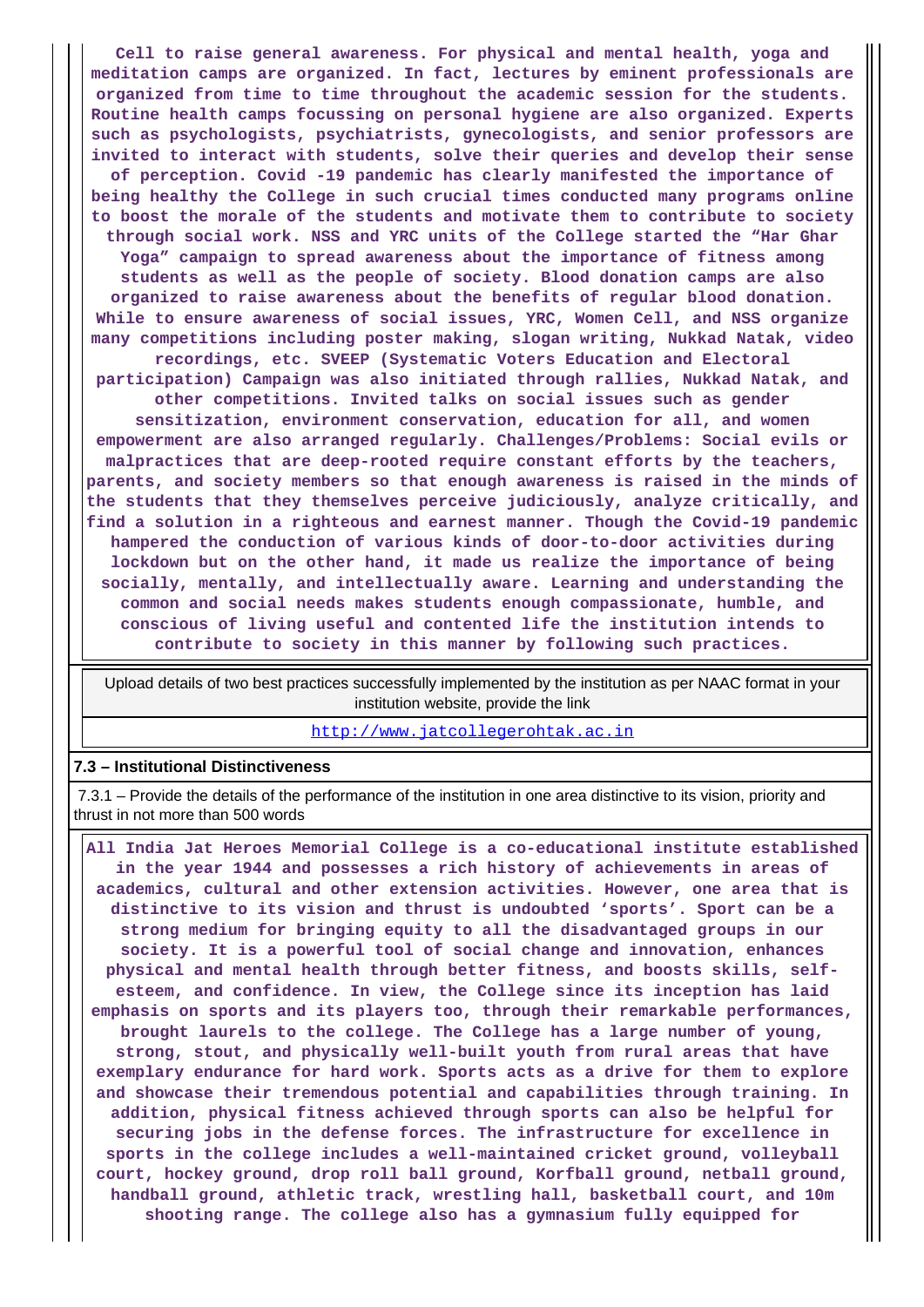Cell to raise general awareness. For physical and mental health, yoga and meditation camps are organized. In fact, lectures by eminent professionals are organized from time to time throughout the academic session for the students. Routine health camps focussing on personal hygiene are also organized. Experts such as psychologists, psychiatrists, gynecologists, and senior professors are invited to interact with students, solve their queries and develop their sense of perception. Covid -19 pandemic has clearly manifested the importance of being healthy the College in such crucial times conducted many programs online to boost the morale of the students and motivate them to contribute to society through social work. NSS and YRC units of the College started the “Har Ghar Yoga” campaign to spread awareness about the importance of fitness among students as well as the people of society. Blood donation camps are also organized to raise awareness about the benefits of regular blood donation. While to ensure awareness of social issues, YRC, Women Cell, and NSS organize many competitions including poster making, slogan writing, Nukkad Natak, video recordings, etc. SVEEP (Systematic Voters Education and Electoral participation) Campaign was also initiated through rallies, Nukkad Natak, and other competitions. Invited talks on social issues such as gender sensitization, environment conservation, education for all, and women empowerment are also arranged regularly. Challenges/Problems: Social evils or malpractices that are deep-rooted require constant efforts by the teachers, parents, and society members so that enough awareness is raised in the minds of the students that they themselves perceive judiciously, analyze critically, and find a solution in a righteous and earnest manner. Though the Covid-19 pandemic hampered the conduction of various kinds of door-to-door activities during lockdown but on the other hand, it made us realize the importance of being socially, mentally, and intellectually aware. Learning and understanding the common and social needs makes students enough compassionate, humble, and conscious of living useful and contented life the institution intends to contribute to society in this manner by following such practices.

| Upload details of two best practices successfully implemented by the institution as per NAAC format in your institution website, provide the link |
|---|
| http://www.jatcollegerohtak.ac.in |

**7.3 – Institutional Distinctiveness**

7.3.1 – Provide the details of the performance of the institution in one area distinctive to its vision, priority and thrust in not more than 500 words

All India Jat Heroes Memorial College is a co-educational institute established in the year 1944 and possesses a rich history of achievements in areas of academics, cultural and other extension activities. However, one area that is distinctive to its vision and thrust is undoubted ‘sports’. Sport can be a strong medium for bringing equity to all the disadvantaged groups in our society. It is a powerful tool of social change and innovation, enhances physical and mental health through better fitness, and boosts skills, self-esteem, and confidence. In view, the College since its inception has laid emphasis on sports and its players too, through their remarkable performances, brought laurels to the college. The College has a large number of young, strong, stout, and physically well-built youth from rural areas that have exemplary endurance for hard work. Sports acts as a drive for them to explore and showcase their tremendous potential and capabilities through training. In addition, physical fitness achieved through sports can also be helpful for securing jobs in the defense forces. The infrastructure for excellence in sports in the college includes a well-maintained cricket ground, volleyball court, hockey ground, drop roll ball ground, Korfball ground, netball ground, handball ground, athletic track, wrestling hall, basketball court, and 10m shooting range. The college also has a gymnasium fully equipped for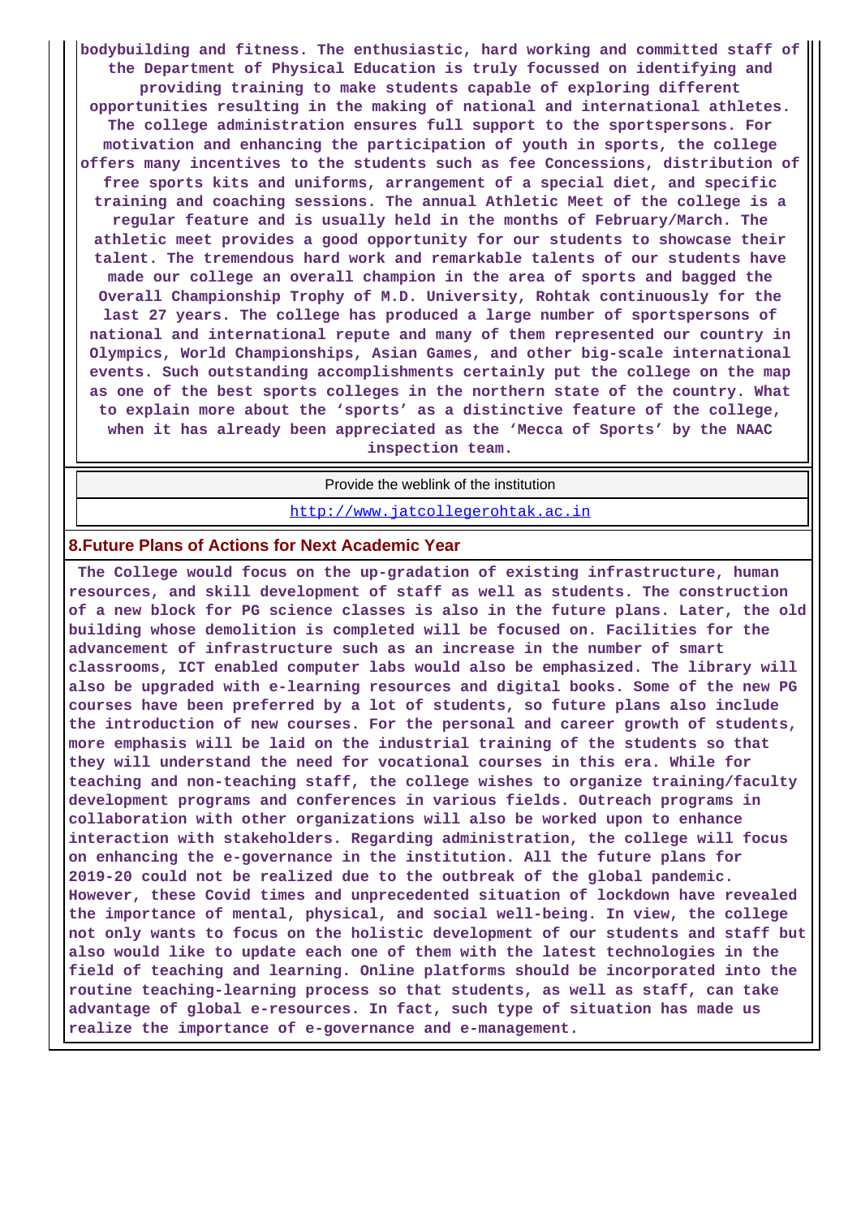**bodybuilding and fitness. The enthusiastic, hard working and committed staff of the Department of Physical Education is truly focussed on identifying and providing training to make students capable of exploring different opportunities resulting in the making of national and international athletes. The college administration ensures full support to the sportspersons. For motivation and enhancing the participation of youth in sports, the college offers many incentives to the students such as fee Concessions, distribution of free sports kits and uniforms, arrangement of a special diet, and specific training and coaching sessions. The annual Athletic Meet of the college is a regular feature and is usually held in the months of February/March. The athletic meet provides a good opportunity for our students to showcase their talent. The tremendous hard work and remarkable talents of our students have made our college an overall champion in the area of sports and bagged the Overall Championship Trophy of M.D. University, Rohtak continuously for the last 27 years. The college has produced a large number of sportspersons of national and international repute and many of them represented our country in Olympics, World Championships, Asian Games, and other big-scale international events. Such outstanding accomplishments certainly put the college on the map as one of the best sports colleges in the northern state of the country. What to explain more about the 'sports' as a distinctive feature of the college, when it has already been appreciated as the 'Mecca of Sports' by the NAAC inspection team.**

| Provide the weblink of the institution |
| --- |
| http://www.jatcollegerohtak.ac.in |

## 8.Future Plans of Actions for Next Academic Year

**The College would focus on the up-gradation of existing infrastructure, human resources, and skill development of staff as well as students. The construction of a new block for PG science classes is also in the future plans. Later, the old building whose demolition is completed will be focused on. Facilities for the advancement of infrastructure such as an increase in the number of smart classrooms, ICT enabled computer labs would also be emphasized. The library will also be upgraded with e-learning resources and digital books. Some of the new PG courses have been preferred by a lot of students, so future plans also include the introduction of new courses. For the personal and career growth of students, more emphasis will be laid on the industrial training of the students so that they will understand the need for vocational courses in this era. While for teaching and non-teaching staff, the college wishes to organize training/faculty development programs and conferences in various fields. Outreach programs in collaboration with other organizations will also be worked upon to enhance interaction with stakeholders. Regarding administration, the college will focus on enhancing the e-governance in the institution. All the future plans for 2019-20 could not be realized due to the outbreak of the global pandemic. However, these Covid times and unprecedented situation of lockdown have revealed the importance of mental, physical, and social well-being. In view, the college not only wants to focus on the holistic development of our students and staff but also would like to update each one of them with the latest technologies in the field of teaching and learning. Online platforms should be incorporated into the routine teaching-learning process so that students, as well as staff, can take advantage of global e-resources. In fact, such type of situation has made us realize the importance of e-governance and e-management.**